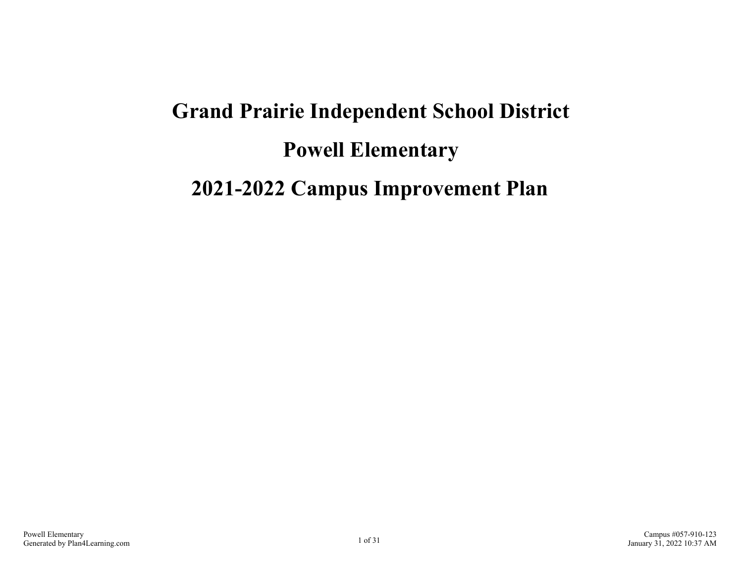# Grand Prairie Independent School District

# Powell Elementary

# 2021-2022 Campus Improvement Plan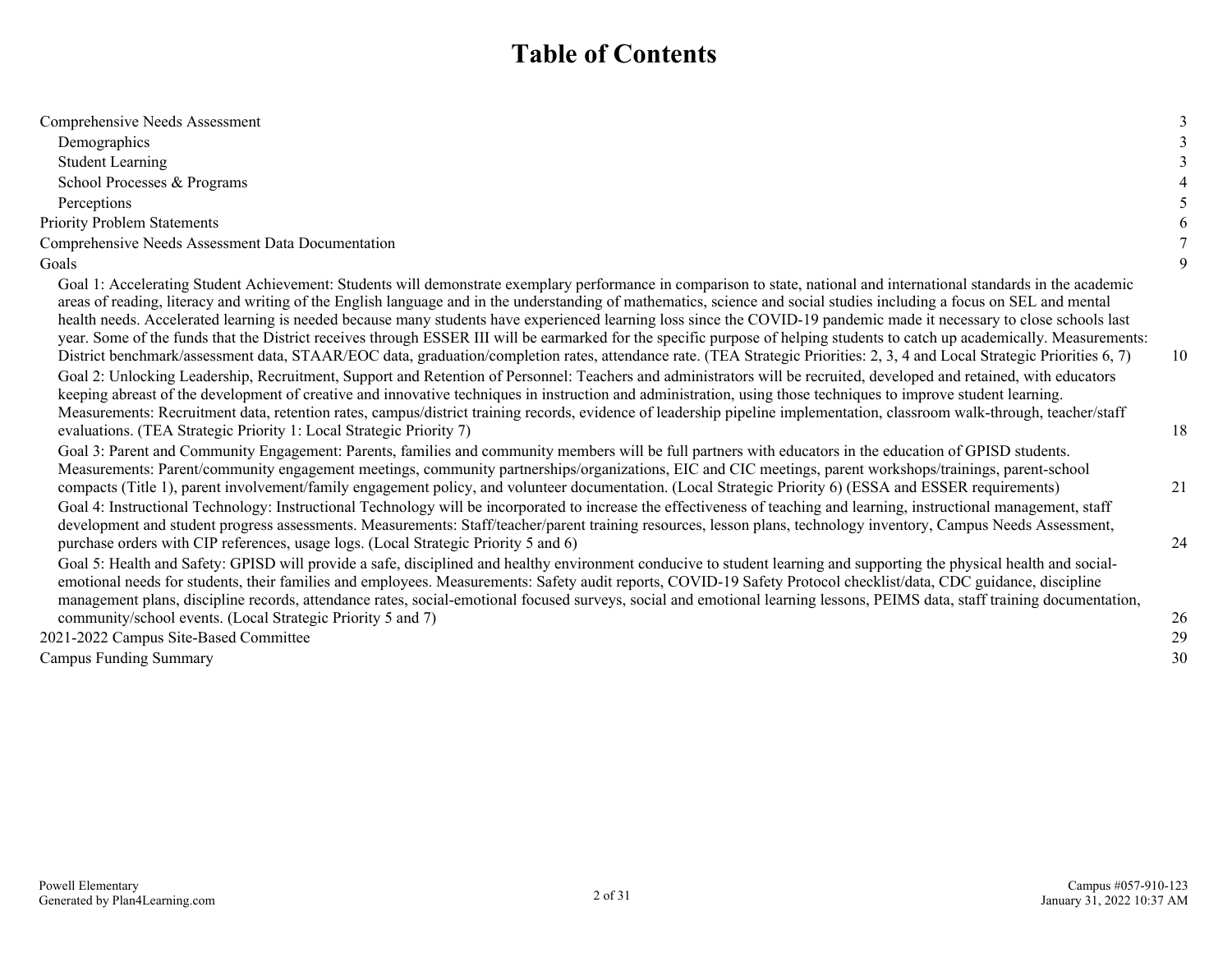# Table of Contents

| | |
|---|---|
| Comprehensive Needs Assessment | 3 |
| Demographics | 3 |
| Student Learning | 3 |
| School Processes & Programs | 4 |
| Perceptions | 5 |
| Priority Problem Statements | 6 |
| Comprehensive Needs Assessment Data Documentation | 7 |
| Goals | 9 |
| Goal 1: Accelerating Student Achievement: Students will demonstrate exemplary performance in comparison to state, national and international standards in the academic areas of reading, literacy and writing of the English language and in the understanding of mathematics, science and social studies including a focus on SEL and mental health needs. Accelerated learning is needed because many students have experienced learning loss since the COVID-19 pandemic made it necessary to close schools last year. Some of the funds that the District receives through ESSER III will be earmarked for the specific purpose of helping students to catch up academically. Measurements: District benchmark/assessment data, STAAR/EOC data, graduation/completion rates, attendance rate. (TEA Strategic Priorities: 2, 3, 4 and Local Strategic Priorities 6, 7) | 10 |
| Goal 2: Unlocking Leadership, Recruitment, Support and Retention of Personnel: Teachers and administrators will be recruited, developed and retained, with educators keeping abreast of the development of creative and innovative techniques in instruction and administration, using those techniques to improve student learning. Measurements: Recruitment data, retention rates, campus/district training records, evidence of leadership pipeline implementation, classroom walk-through, teacher/staff evaluations. (TEA Strategic Priority 1: Local Strategic Priority 7) | 18 |
| Goal 3: Parent and Community Engagement: Parents, families and community members will be full partners with educators in the education of GPISD students. Measurements: Parent/community engagement meetings, community partnerships/organizations, EIC and CIC meetings, parent workshops/trainings, parent-school compacts (Title 1), parent involvement/family engagement policy, and volunteer documentation. (Local Strategic Priority 6) (ESSA and ESSER requirements) | 21 |
| Goal 4: Instructional Technology: Instructional Technology will be incorporated to increase the effectiveness of teaching and learning, instructional management, staff development and student progress assessments. Measurements: Staff/teacher/parent training resources, lesson plans, technology inventory, Campus Needs Assessment, purchase orders with CIP references, usage logs. (Local Strategic Priority 5 and 6) | 24 |
| Goal 5: Health and Safety: GPISD will provide a safe, disciplined and healthy environment conducive to student learning and supporting the physical health and social-emotional needs for students, their families and employees. Measurements: Safety audit reports, COVID-19 Safety Protocol checklist/data, CDC guidance, discipline management plans, discipline records, attendance rates, social-emotional focused surveys, social and emotional learning lessons, PEIMS data, staff training documentation, community/school events. (Local Strategic Priority 5 and 7) | 26 |
| 2021-2022 Campus Site-Based Committee | 29 |
| Campus Funding Summary | 30 |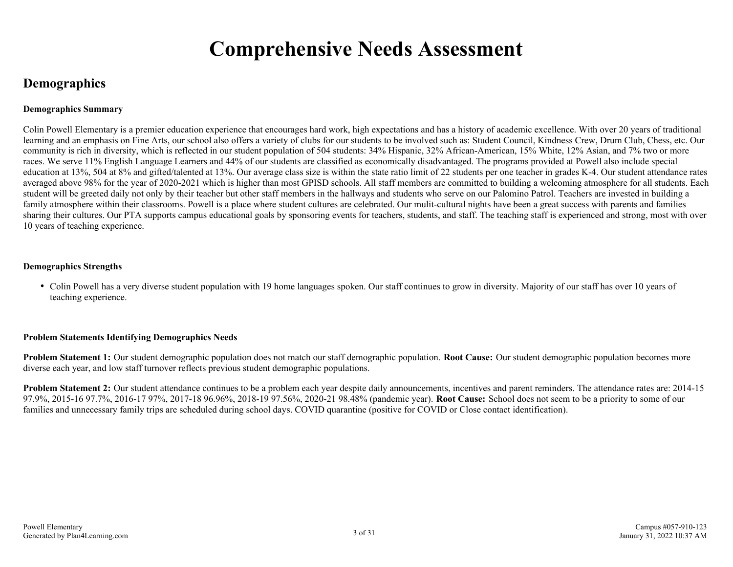# Comprehensive Needs Assessment

## Demographics

**Demographics Summary**

Colin Powell Elementary is a premier education experience that encourages hard work, high expectations and has a history of academic excellence. With over 20 years of traditional learning and an emphasis on Fine Arts, our school also offers a variety of clubs for our students to be involved such as: Student Council, Kindness Crew, Drum Club, Chess, etc. Our community is rich in diversity, which is reflected in our student population of 504 students: 34% Hispanic, 32% African-American, 15% White, 12% Asian, and 7% two or more races. We serve 11% English Language Learners and 44% of our students are classified as economically disadvantaged. The programs provided at Powell also include special education at 13%, 504 at 8% and gifted/talented at 13%. Our average class size is within the state ratio limit of 22 students per one teacher in grades K-4. Our student attendance rates averaged above 98% for the year of 2020-2021 which is higher than most GPISD schools. All staff members are committed to building a welcoming atmosphere for all students. Each student will be greeted daily not only by their teacher but other staff members in the hallways and students who serve on our Palomino Patrol. Teachers are invested in building a family atmosphere within their classrooms. Powell is a place where student cultures are celebrated. Our mulit-cultural nights have been a great success with parents and families sharing their cultures. Our PTA supports campus educational goals by sponsoring events for teachers, students, and staff. The teaching staff is experienced and strong, most with over 10 years of teaching experience.

**Demographics Strengths**

- Colin Powell has a very diverse student population with 19 home languages spoken. Our staff continues to grow in diversity. Majority of our staff has over 10 years of teaching experience.

**Problem Statements Identifying Demographics Needs**

**Problem Statement 1:** Our student demographic population does not match our staff demographic population. **Root Cause:** Our student demographic population becomes more diverse each year, and low staff turnover reflects previous student demographic populations.

**Problem Statement 2:** Our student attendance continues to be a problem each year despite daily announcements, incentives and parent reminders. The attendance rates are: 2014-15 97.9%, 2015-16 97.7%, 2016-17 97%, 2017-18 96.96%, 2018-19 97.56%, 2020-21 98.48% (pandemic year). **Root Cause:** School does not seem to be a priority to some of our families and unnecessary family trips are scheduled during school days. COVID quarantine (positive for COVID or Close contact identification).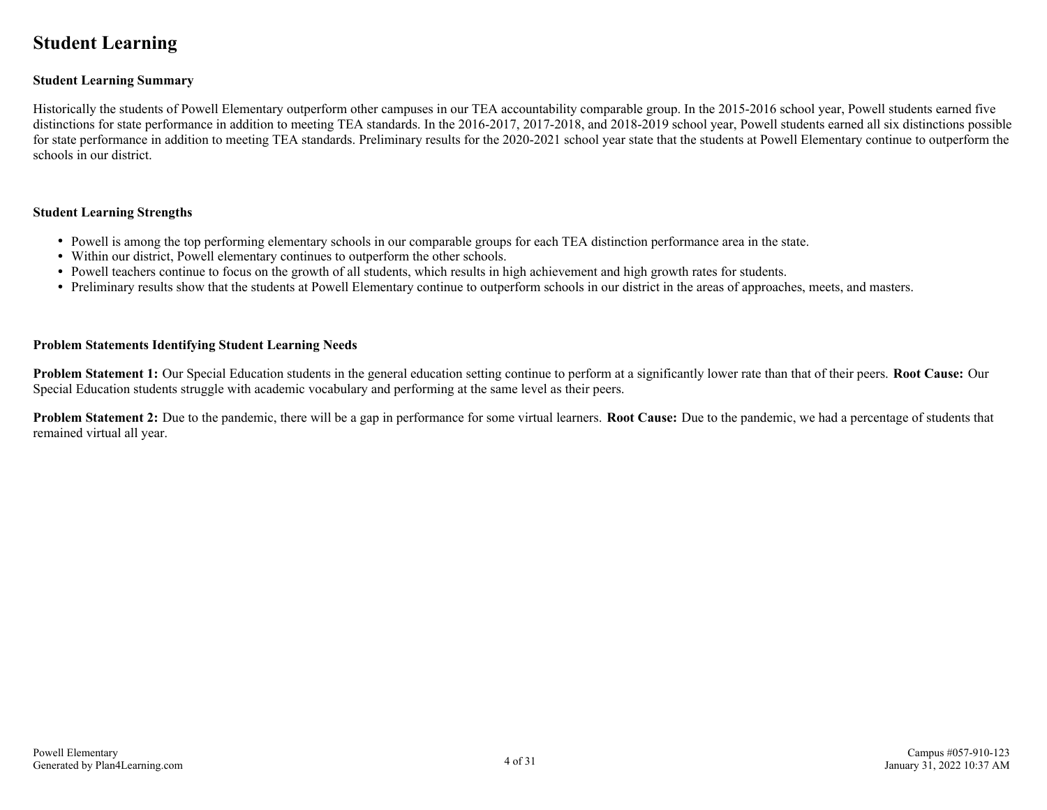# Student Learning

### Student Learning Summary

Historically the students of Powell Elementary outperform other campuses in our TEA accountability comparable group. In the 2015-2016 school year, Powell students earned five distinctions for state performance in addition to meeting TEA standards. In the 2016-2017, 2017-2018, and 2018-2019 school year, Powell students earned all six distinctions possible for state performance in addition to meeting TEA standards. Preliminary results for the 2020-2021 school year state that the students at Powell Elementary continue to outperform the schools in our district.

### Student Learning Strengths

- Powell is among the top performing elementary schools in our comparable groups for each TEA distinction performance area in the state.
- Within our district, Powell elementary continues to outperform the other schools.
- Powell teachers continue to focus on the growth of all students, which results in high achievement and high growth rates for students.
- Preliminary results show that the students at Powell Elementary continue to outperform schools in our district in the areas of approaches, meets, and masters.

### Problem Statements Identifying Student Learning Needs

**Problem Statement 1:** Our Special Education students in the general education setting continue to perform at a significantly lower rate than that of their peers. **Root Cause:** Our Special Education students struggle with academic vocabulary and performing at the same level as their peers.

**Problem Statement 2:** Due to the pandemic, there will be a gap in performance for some virtual learners. **Root Cause:** Due to the pandemic, we had a percentage of students that remained virtual all year.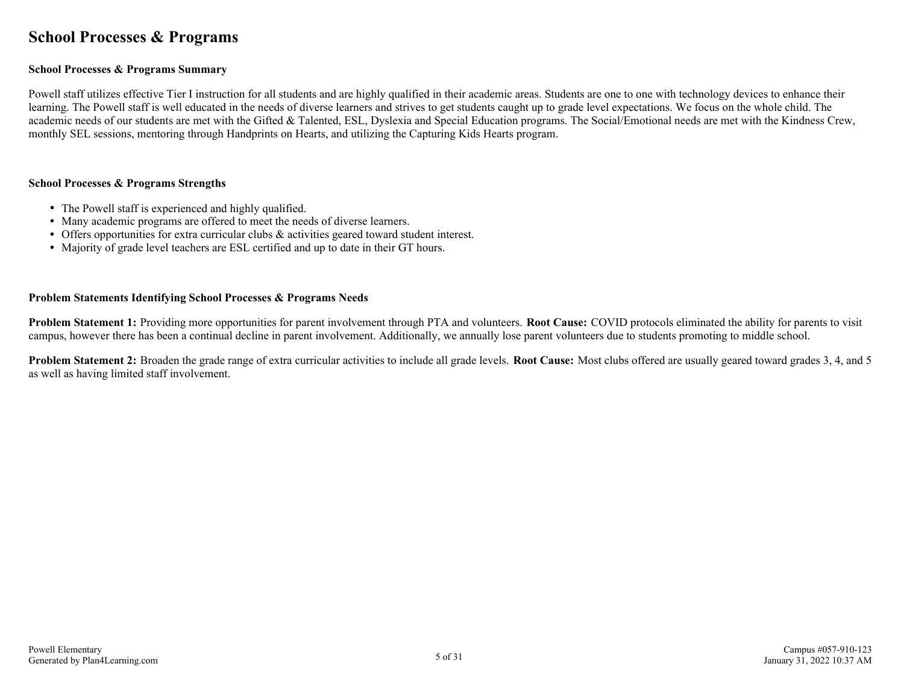# School Processes & Programs

### School Processes & Programs Summary

Powell staff utilizes effective Tier I instruction for all students and are highly qualified in their academic areas. Students are one to one with technology devices to enhance their learning. The Powell staff is well educated in the needs of diverse learners and strives to get students caught up to grade level expectations. We focus on the whole child. The academic needs of our students are met with the Gifted & Talented, ESL, Dyslexia and Special Education programs. The Social/Emotional needs are met with the Kindness Crew, monthly SEL sessions, mentoring through Handprints on Hearts, and utilizing the Capturing Kids Hearts program.

### School Processes & Programs Strengths

- The Powell staff is experienced and highly qualified.
- Many academic programs are offered to meet the needs of diverse learners.
- Offers opportunities for extra curricular clubs & activities geared toward student interest.
- Majority of grade level teachers are ESL certified and up to date in their GT hours.

### Problem Statements Identifying School Processes & Programs Needs

**Problem Statement 1:** Providing more opportunities for parent involvement through PTA and volunteers. **Root Cause:** COVID protocols eliminated the ability for parents to visit campus, however there has been a continual decline in parent involvement. Additionally, we annually lose parent volunteers due to students promoting to middle school.

**Problem Statement 2:** Broaden the grade range of extra curricular activities to include all grade levels. **Root Cause:** Most clubs offered are usually geared toward grades 3, 4, and 5 as well as having limited staff involvement.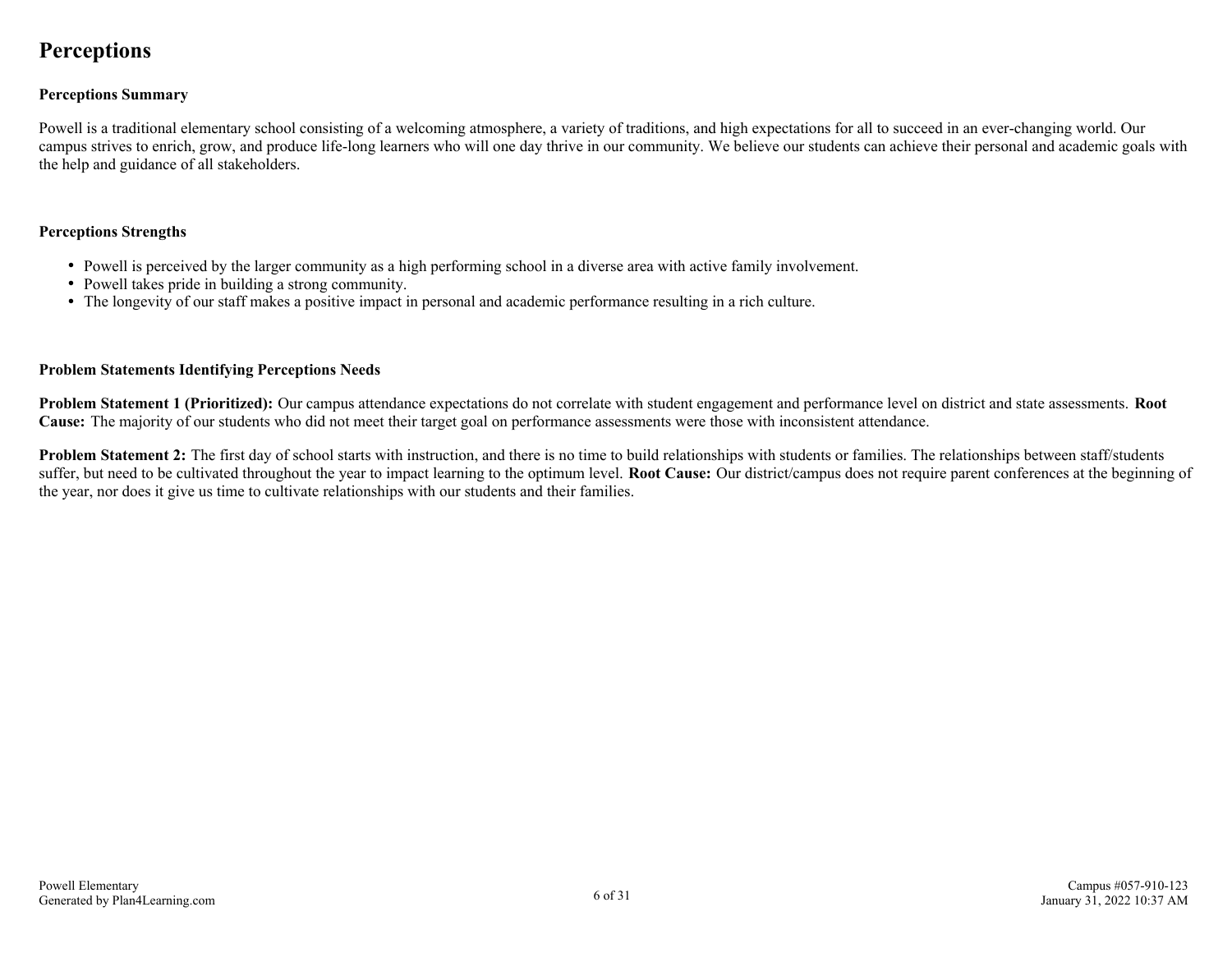# Perceptions

### Perceptions Summary

Powell is a traditional elementary school consisting of a welcoming atmosphere, a variety of traditions, and high expectations for all to succeed in an ever-changing world. Our campus strives to enrich, grow, and produce life-long learners who will one day thrive in our community. We believe our students can achieve their personal and academic goals with the help and guidance of all stakeholders.

### Perceptions Strengths

- Powell is perceived by the larger community as a high performing school in a diverse area with active family involvement.
- Powell takes pride in building a strong community.
- The longevity of our staff makes a positive impact in personal and academic performance resulting in a rich culture.

### Problem Statements Identifying Perceptions Needs

**Problem Statement 1 (Prioritized):** Our campus attendance expectations do not correlate with student engagement and performance level on district and state assessments. **Root Cause:** The majority of our students who did not meet their target goal on performance assessments were those with inconsistent attendance.

**Problem Statement 2:** The first day of school starts with instruction, and there is no time to build relationships with students or families. The relationships between staff/students suffer, but need to be cultivated throughout the year to impact learning to the optimum level. **Root Cause:** Our district/campus does not require parent conferences at the beginning of the year, nor does it give us time to cultivate relationships with our students and their families.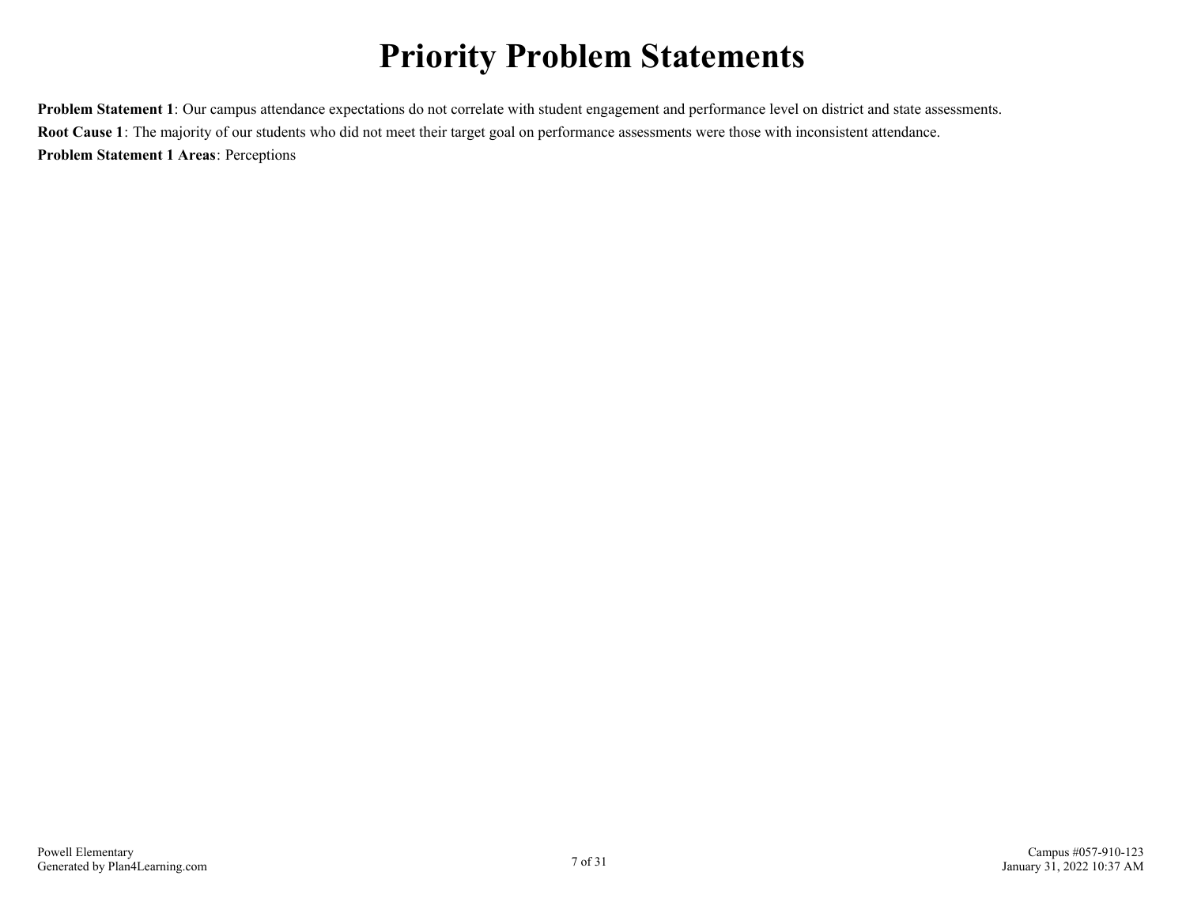# Priority Problem Statements

**Problem Statement 1**: Our campus attendance expectations do not correlate with student engagement and performance level on district and state assessments.
**Root Cause 1**: The majority of our students who did not meet their target goal on performance assessments were those with inconsistent attendance.
**Problem Statement 1 Areas**: Perceptions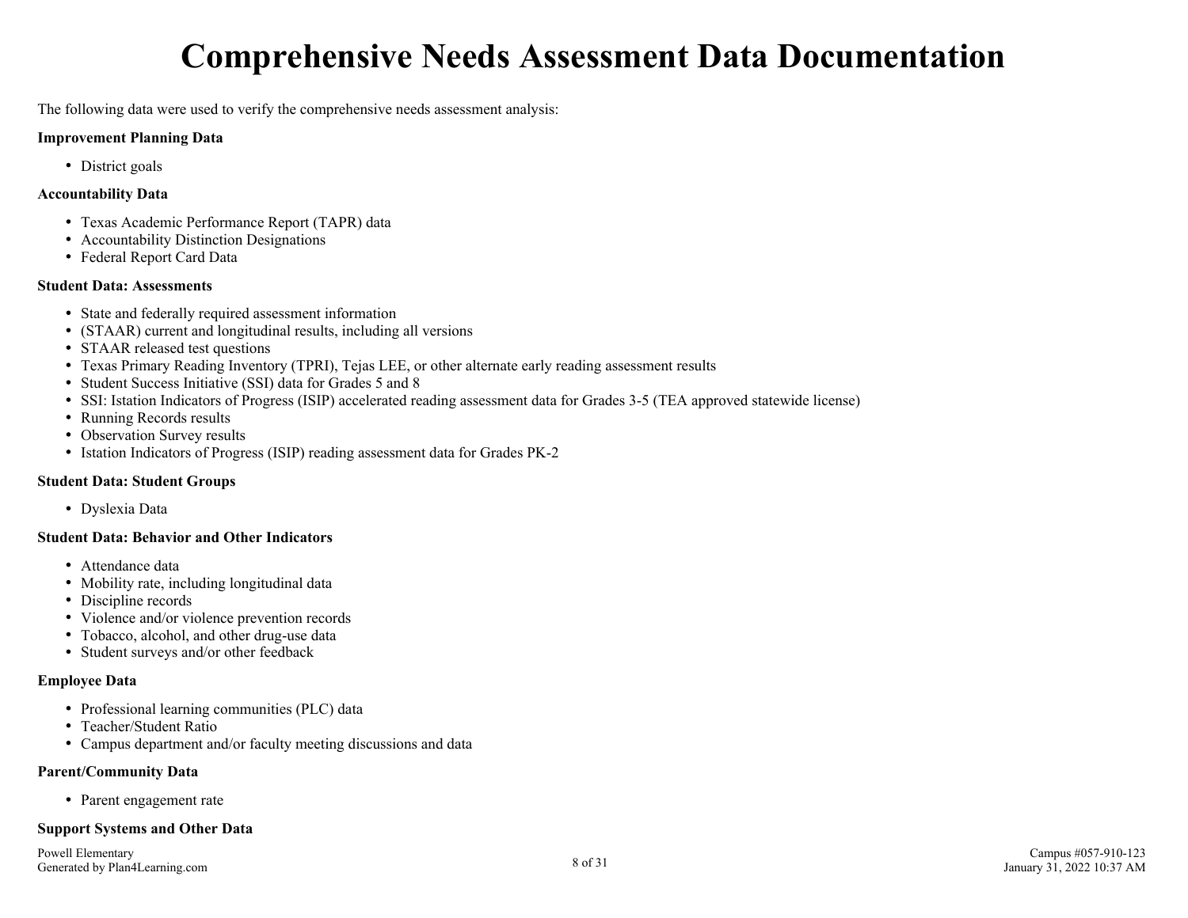# Comprehensive Needs Assessment Data Documentation

The following data were used to verify the comprehensive needs assessment analysis:

**Improvement Planning Data**

- District goals

**Accountability Data**

- Texas Academic Performance Report (TAPR) data
- Accountability Distinction Designations
- Federal Report Card Data

**Student Data: Assessments**

- State and federally required assessment information
- (STAAR) current and longitudinal results, including all versions
- STAAR released test questions
- Texas Primary Reading Inventory (TPRI), Tejas LEE, or other alternate early reading assessment results
- Student Success Initiative (SSI) data for Grades 5 and 8
- SSI: Istation Indicators of Progress (ISIP) accelerated reading assessment data for Grades 3-5 (TEA approved statewide license)
- Running Records results
- Observation Survey results
- Istation Indicators of Progress (ISIP) reading assessment data for Grades PK-2

**Student Data: Student Groups**

- Dyslexia Data

**Student Data: Behavior and Other Indicators**

- Attendance data
- Mobility rate, including longitudinal data
- Discipline records
- Violence and/or violence prevention records
- Tobacco, alcohol, and other drug-use data
- Student surveys and/or other feedback

**Employee Data**

- Professional learning communities (PLC) data
- Teacher/Student Ratio
- Campus department and/or faculty meeting discussions and data

**Parent/Community Data**

- Parent engagement rate

**Support Systems and Other Data**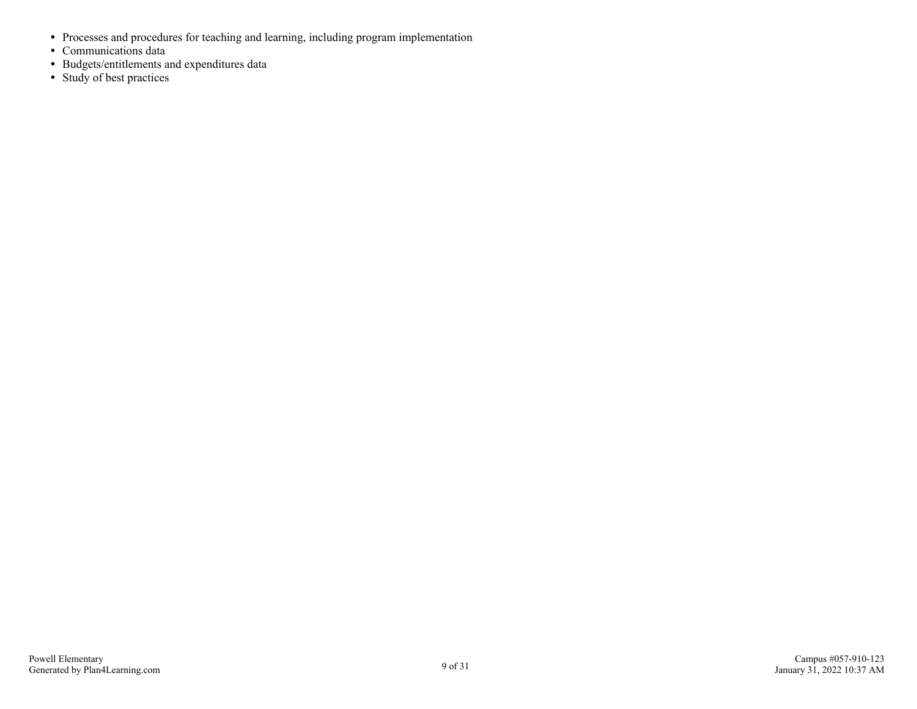- Processes and procedures for teaching and learning, including program implementation
- Communications data
- Budgets/entitlements and expenditures data
- Study of best practices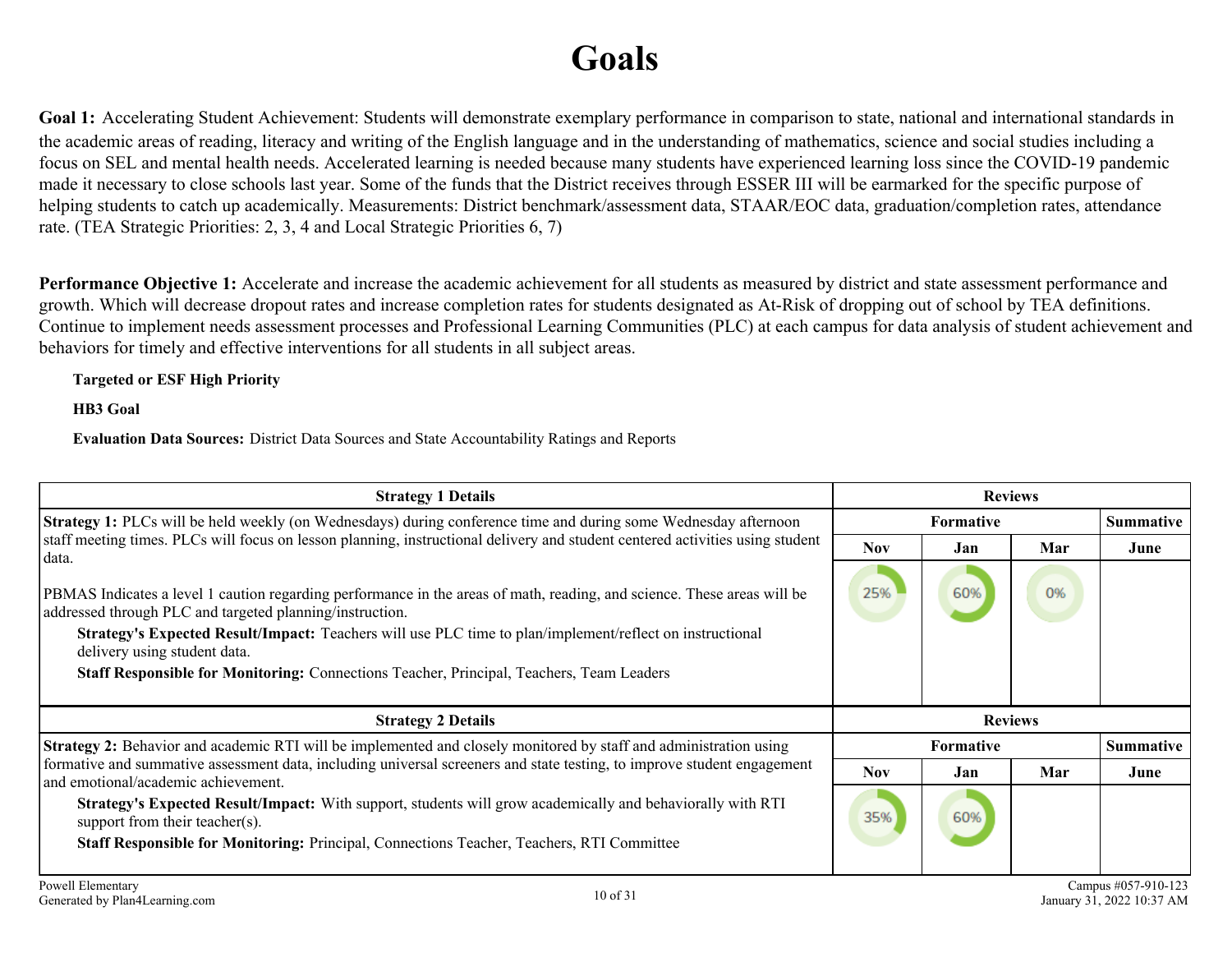# Goals

**Goal 1:** Accelerating Student Achievement: Students will demonstrate exemplary performance in comparison to state, national and international standards in the academic areas of reading, literacy and writing of the English language and in the understanding of mathematics, science and social studies including a focus on SEL and mental health needs. Accelerated learning is needed because many students have experienced learning loss since the COVID-19 pandemic made it necessary to close schools last year. Some of the funds that the District receives through ESSER III will be earmarked for the specific purpose of helping students to catch up academically. Measurements: District benchmark/assessment data, STAAR/EOC data, graduation/completion rates, attendance rate. (TEA Strategic Priorities: 2, 3, 4 and Local Strategic Priorities 6, 7)

**Performance Objective 1:** Accelerate and increase the academic achievement for all students as measured by district and state assessment performance and growth. Which will decrease dropout rates and increase completion rates for students designated as At-Risk of dropping out of school by TEA definitions. Continue to implement needs assessment processes and Professional Learning Communities (PLC) at each campus for data analysis of student achievement and behaviors for timely and effective interventions for all students in all subject areas.

**Targeted or ESF High Priority**

**HB3 Goal**

**Evaluation Data Sources:** District Data Sources and State Accountability Ratings and Reports

| Strategy 1 Details | Reviews | | | |
|---|---|---|---|---|
| | Formative | | | Summative |
| | Nov | Jan | Mar | June |
| **Strategy 1:** PLCs will be held weekly (on Wednesdays) during conference time and during some Wednesday afternoon staff meeting times. PLCs will focus on lesson planning, instructional delivery and student centered activities using student data.<br><br>PBMAS Indicates a level 1 caution regarding performance in the areas of math, reading, and science. These areas will be addressed through PLC and targeted planning/instruction.<br>**Strategy's Expected Result/Impact:** Teachers will use PLC time to plan/implement/reflect on instructional delivery using student data.<br>**Staff Responsible for Monitoring:** Connections Teacher, Principal, Teachers, Team Leaders | 25% | 60% | 0% | |

| Strategy 2 Details | Reviews | | | |
|---|---|---|---|---|
| | Formative | | | Summative |
| | Nov | Jan | Mar | June |
| **Strategy 2:** Behavior and academic RTI will be implemented and closely monitored by staff and administration using formative and summative assessment data, including universal screeners and state testing, to improve student engagement and emotional/academic achievement.<br>**Strategy's Expected Result/Impact:** With support, students will grow academically and behaviorally with RTI support from their teacher(s).<br>**Staff Responsible for Monitoring:** Principal, Connections Teacher, Teachers, RTI Committee | 35% | 60% | | |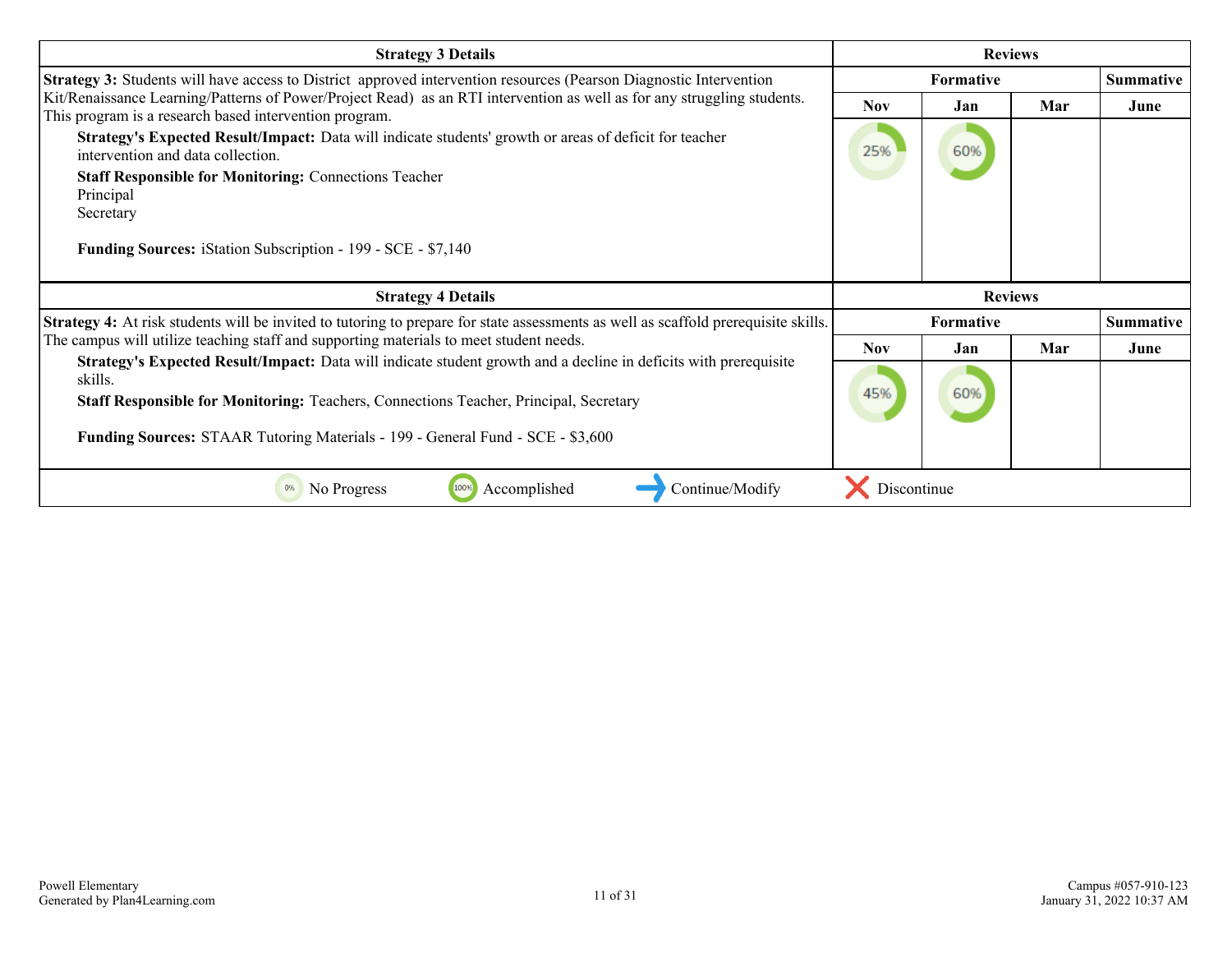| Strategy 3 Details | Reviews | | | |
|---|---|---|---|---|
| | Formative | | | Summative |
| | Nov | Jan | Mar | June |
| **Strategy 3:** Students will have access to District approved intervention resources (Pearson Diagnostic Intervention Kit/Renaissance Learning/Patterns of Power/Project Read) as an RTI intervention as well as for any struggling students. This program is a research based intervention program.<br>**Strategy's Expected Result/Impact:** Data will indicate students' growth or areas of deficit for teacher intervention and data collection.<br>**Staff Responsible for Monitoring:** Connections Teacher<br>Principal<br>Secretary<br><br>**Funding Sources:** iStation Subscription - 199 - SCE - $7,140 | 25% | 60% | | |

| Strategy 4 Details | Reviews | | | |
|---|---|---|---|---|
| | Formative | | | Summative |
| | Nov | Jan | Mar | June |
| **Strategy 4:** At risk students will be invited to tutoring to prepare for state assessments as well as scaffold prerequisite skills. The campus will utilize teaching staff and supporting materials to meet student needs.<br>**Strategy's Expected Result/Impact:** Data will indicate student growth and a decline in deficits with prerequisite skills.<br>**Staff Responsible for Monitoring:** Teachers, Connections Teacher, Principal, Secretary<br><br>**Funding Sources:** STAAR Tutoring Materials - 199 - General Fund - SCE - $3,600 | 45% | 60% | | |

0% No Progress | 100% Accomplished | → Continue/Modify | ✕ Discontinue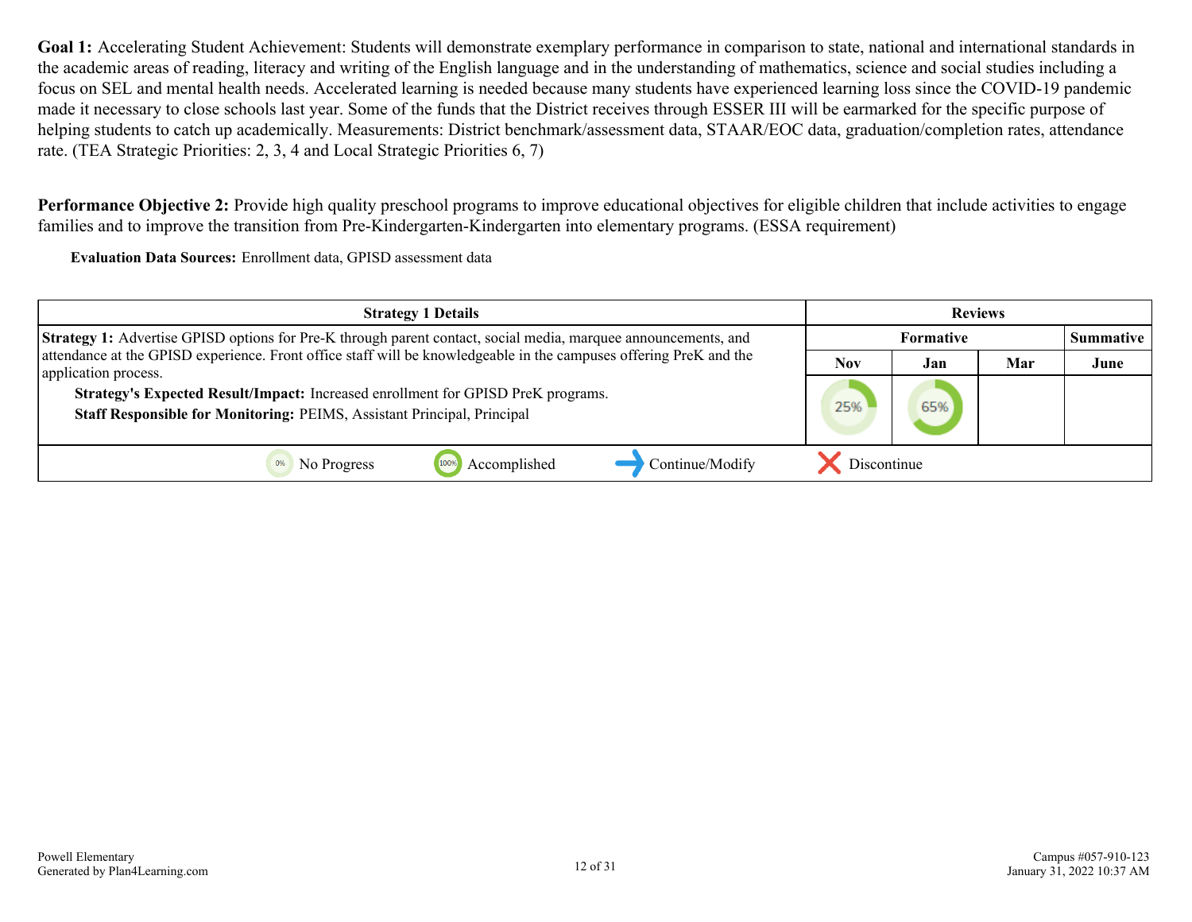**Goal 1:** Accelerating Student Achievement: Students will demonstrate exemplary performance in comparison to state, national and international standards in the academic areas of reading, literacy and writing of the English language and in the understanding of mathematics, science and social studies including a focus on SEL and mental health needs. Accelerated learning is needed because many students have experienced learning loss since the COVID-19 pandemic made it necessary to close schools last year. Some of the funds that the District receives through ESSER III will be earmarked for the specific purpose of helping students to catch up academically. Measurements: District benchmark/assessment data, STAAR/EOC data, graduation/completion rates, attendance rate. (TEA Strategic Priorities: 2, 3, 4 and Local Strategic Priorities 6, 7)

**Performance Objective 2:** Provide high quality preschool programs to improve educational objectives for eligible children that include activities to engage families and to improve the transition from Pre-Kindergarten-Kindergarten into elementary programs. (ESSA requirement)

**Evaluation Data Sources:** Enrollment data, GPISD assessment data

| Strategy 1 Details | Reviews | | | |
|---|---|---|---|---|
| | Formative | | | Summative |
| | Nov | Jan | Mar | June |
| **Strategy 1:** Advertise GPISD options for Pre-K through parent contact, social media, marquee announcements, and attendance at the GPISD experience. Front office staff will be knowledgeable in the campuses offering PreK and the application process. **Strategy's Expected Result/Impact:** Increased enrollment for GPISD PreK programs. **Staff Responsible for Monitoring:** PEIMS, Assistant Principal, Principal | 25% | 65% | | |

0% No Progress | 100% Accomplished | Continue/Modify | Discontinue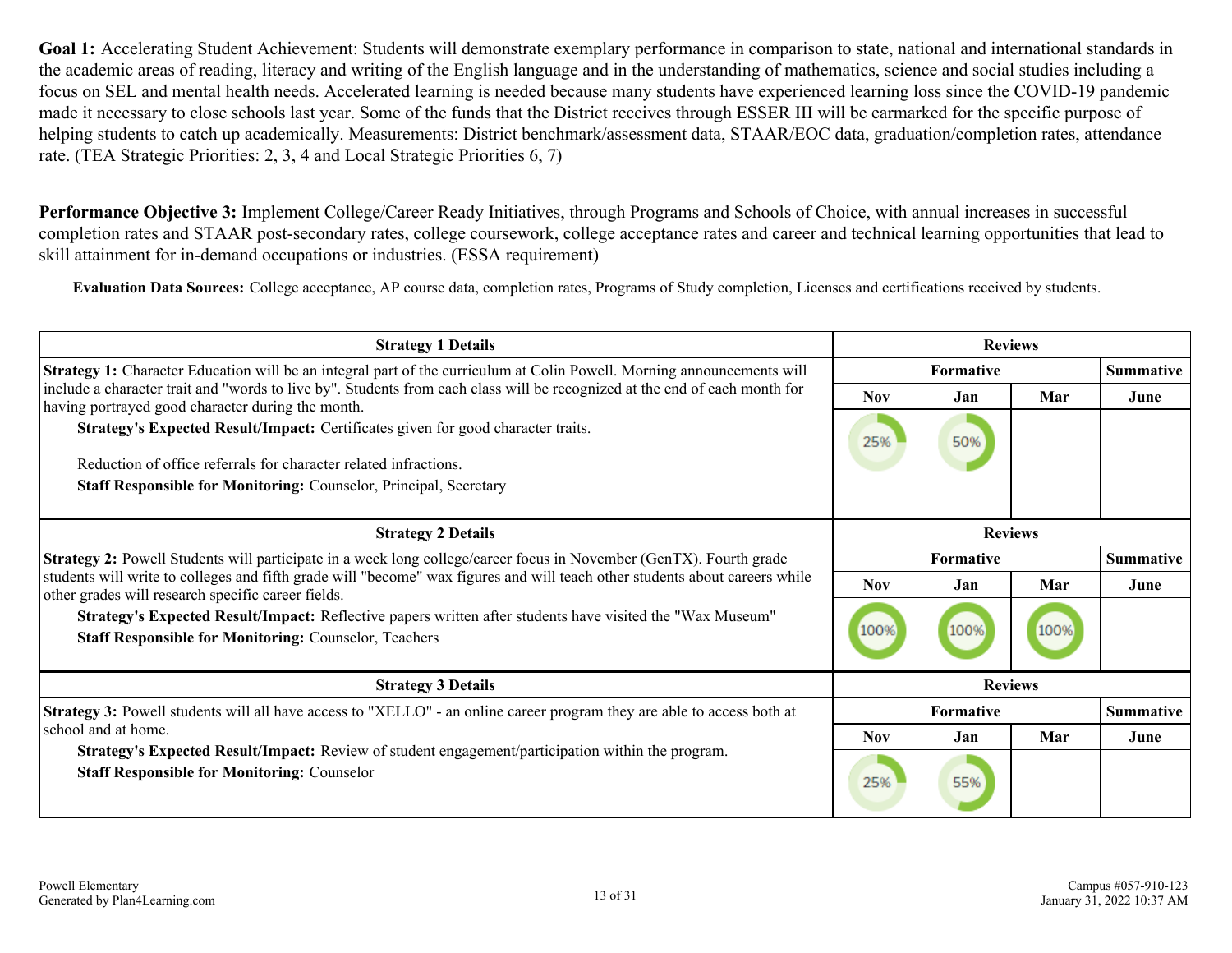**Goal 1:** Accelerating Student Achievement: Students will demonstrate exemplary performance in comparison to state, national and international standards in the academic areas of reading, literacy and writing of the English language and in the understanding of mathematics, science and social studies including a focus on SEL and mental health needs. Accelerated learning is needed because many students have experienced learning loss since the COVID-19 pandemic made it necessary to close schools last year. Some of the funds that the District receives through ESSER III will be earmarked for the specific purpose of helping students to catch up academically. Measurements: District benchmark/assessment data, STAAR/EOC data, graduation/completion rates, attendance rate. (TEA Strategic Priorities: 2, 3, 4 and Local Strategic Priorities 6, 7)

**Performance Objective 3:** Implement College/Career Ready Initiatives, through Programs and Schools of Choice, with annual increases in successful completion rates and STAAR post-secondary rates, college coursework, college acceptance rates and career and technical learning opportunities that lead to skill attainment for in-demand occupations or industries. (ESSA requirement)

**Evaluation Data Sources:** College acceptance, AP course data, completion rates, Programs of Study completion, Licenses and certifications received by students.

| Strategy 1 Details | Reviews | | | |
|---|---|---|---|---|
| | Formative | | | Summative |
| | Nov | Jan | Mar | June |
| **Strategy 1:** Character Education will be an integral part of the curriculum at Colin Powell. Morning announcements will include a character trait and "words to live by". Students from each class will be recognized at the end of each month for having portrayed good character during the month.<br>**Strategy's Expected Result/Impact:** Certificates given for good character traits.<br><br>Reduction of office referrals for character related infractions.<br>**Staff Responsible for Monitoring:** Counselor, Principal, Secretary | 25% | 50% | | |

| Strategy 2 Details | Reviews | | | |
|---|---|---|---|---|
| | Formative | | | Summative |
| | Nov | Jan | Mar | June |
| **Strategy 2:** Powell Students will participate in a week long college/career focus in November (GenTX). Fourth grade students will write to colleges and fifth grade will "become" wax figures and will teach other students about careers while other grades will research specific career fields.<br>**Strategy's Expected Result/Impact:** Reflective papers written after students have visited the "Wax Museum"<br>**Staff Responsible for Monitoring:** Counselor, Teachers | 100% | 100% | 100% | |

| Strategy 3 Details | Reviews | | | |
|---|---|---|---|---|
| | Formative | | | Summative |
| | Nov | Jan | Mar | June |
| **Strategy 3:** Powell students will all have access to "XELLO" - an online career program they are able to access both at school and at home.<br>**Strategy's Expected Result/Impact:** Review of student engagement/participation within the program.<br>**Staff Responsible for Monitoring:** Counselor | 25% | 55% | | |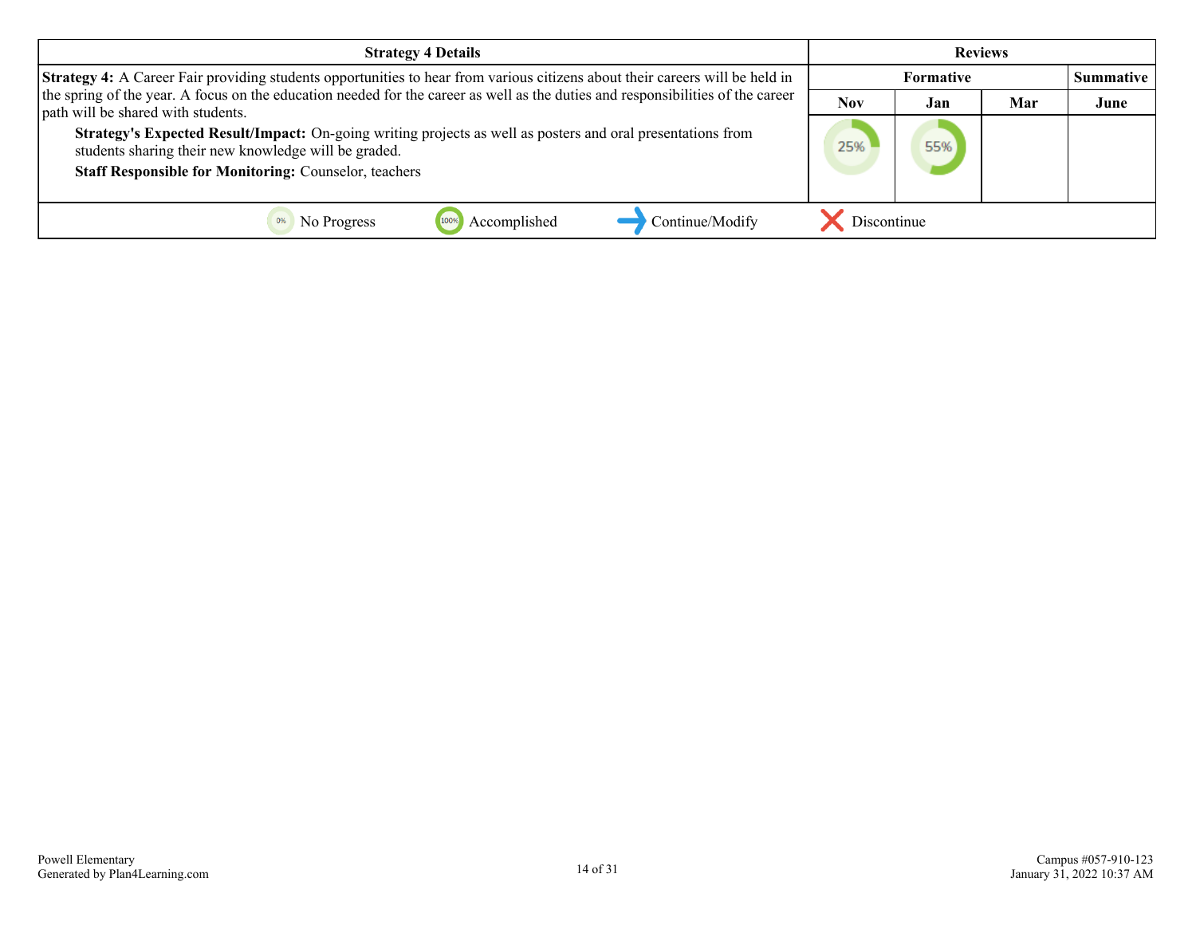| Strategy 4 Details | Reviews | | | |
|---|---|---|---|---|
| | Formative | | | Summative |
| | Nov | Jan | Mar | June |
| **Strategy 4:** A Career Fair providing students opportunities to hear from various citizens about their careers will be held in the spring of the year. A focus on the education needed for the career as well as the duties and responsibilities of the career path will be shared with students.<br>**Strategy's Expected Result/Impact:** On-going writing projects as well as posters and oral presentations from students sharing their new knowledge will be graded.<br>**Staff Responsible for Monitoring:** Counselor, teachers | 25% | 55% | | |

0% No Progress | 100% Accomplished | Continue/Modify | Discontinue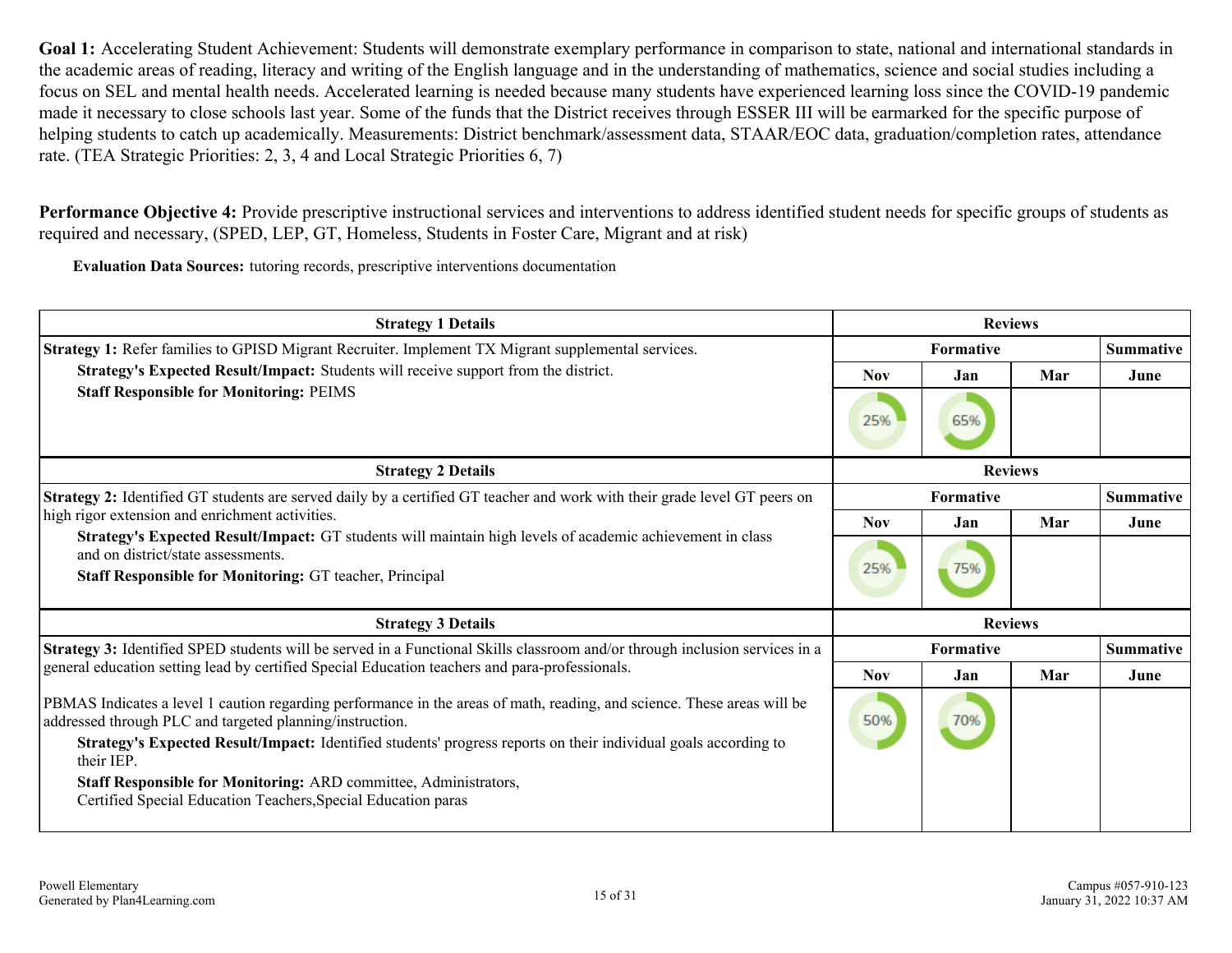**Goal 1:** Accelerating Student Achievement: Students will demonstrate exemplary performance in comparison to state, national and international standards in the academic areas of reading, literacy and writing of the English language and in the understanding of mathematics, science and social studies including a focus on SEL and mental health needs. Accelerated learning is needed because many students have experienced learning loss since the COVID-19 pandemic made it necessary to close schools last year. Some of the funds that the District receives through ESSER III will be earmarked for the specific purpose of helping students to catch up academically. Measurements: District benchmark/assessment data, STAAR/EOC data, graduation/completion rates, attendance rate. (TEA Strategic Priorities: 2, 3, 4 and Local Strategic Priorities 6, 7)

**Performance Objective 4:** Provide prescriptive instructional services and interventions to address identified student needs for specific groups of students as required and necessary, (SPED, LEP, GT, Homeless, Students in Foster Care, Migrant and at risk)

**Evaluation Data Sources:** tutoring records, prescriptive interventions documentation

| Strategy 1 Details | Reviews | | | |
|---|---|---|---|---|
| | Formative | | | Summative |
| **Strategy 1:** Refer families to GPISD Migrant Recruiter. Implement TX Migrant supplemental services.<br>**Strategy's Expected Result/Impact:** Students will receive support from the district.<br>**Staff Responsible for Monitoring:** PEIMS | Nov | Jan | Mar | June |
| | 25% | 65% | | |

| Strategy 2 Details | Reviews | | | |
|---|---|---|---|---|
| | Formative | | | Summative |
| **Strategy 2:** Identified GT students are served daily by a certified GT teacher and work with their grade level GT peers on high rigor extension and enrichment activities.<br>**Strategy's Expected Result/Impact:** GT students will maintain high levels of academic achievement in class and on district/state assessments.<br>**Staff Responsible for Monitoring:** GT teacher, Principal | Nov | Jan | Mar | June |
| | 25% | 75% | | |

| Strategy 3 Details | Reviews | | | |
|---|---|---|---|---|
| | Formative | | | Summative |
| **Strategy 3:** Identified SPED students will be served in a Functional Skills classroom and/or through inclusion services in a general education setting lead by certified Special Education teachers and para-professionals.<br><br>PBMAS Indicates a level 1 caution regarding performance in the areas of math, reading, and science. These areas will be addressed through PLC and targeted planning/instruction.<br>**Strategy's Expected Result/Impact:** Identified students' progress reports on their individual goals according to their IEP.<br>**Staff Responsible for Monitoring:** ARD committee, Administrators, Certified Special Education Teachers,Special Education paras | Nov | Jan | Mar | June |
| | 50% | 70% | | |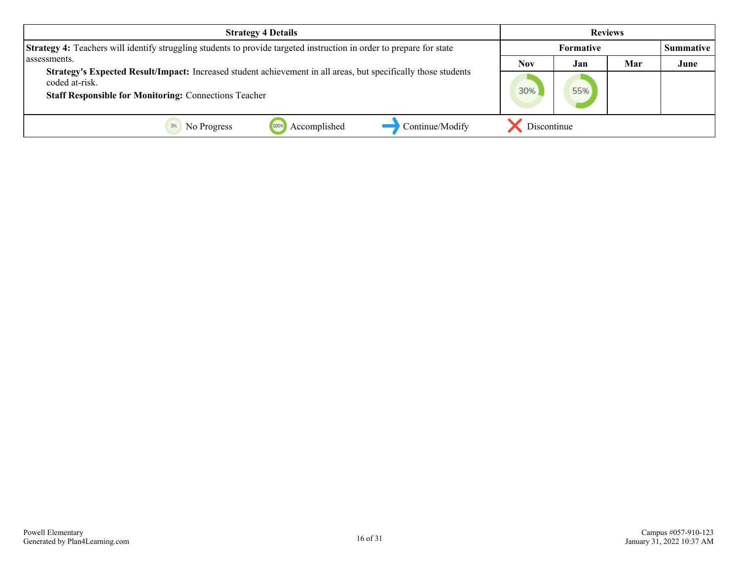| Strategy 4 Details | Reviews | | | |
|---|---|---|---|---|
| | Formative | | | Summative |
| | Nov | Jan | Mar | June |
| **Strategy 4:** Teachers will identify struggling students to provide targeted instruction in order to prepare for state assessments.<br>**Strategy's Expected Result/Impact:** Increased student achievement in all areas, but specifically those students coded at-risk.<br>**Staff Responsible for Monitoring:** Connections Teacher | 30% | 55% | | |

0% No Progress | 100% Accomplished | Continue/Modify | Discontinue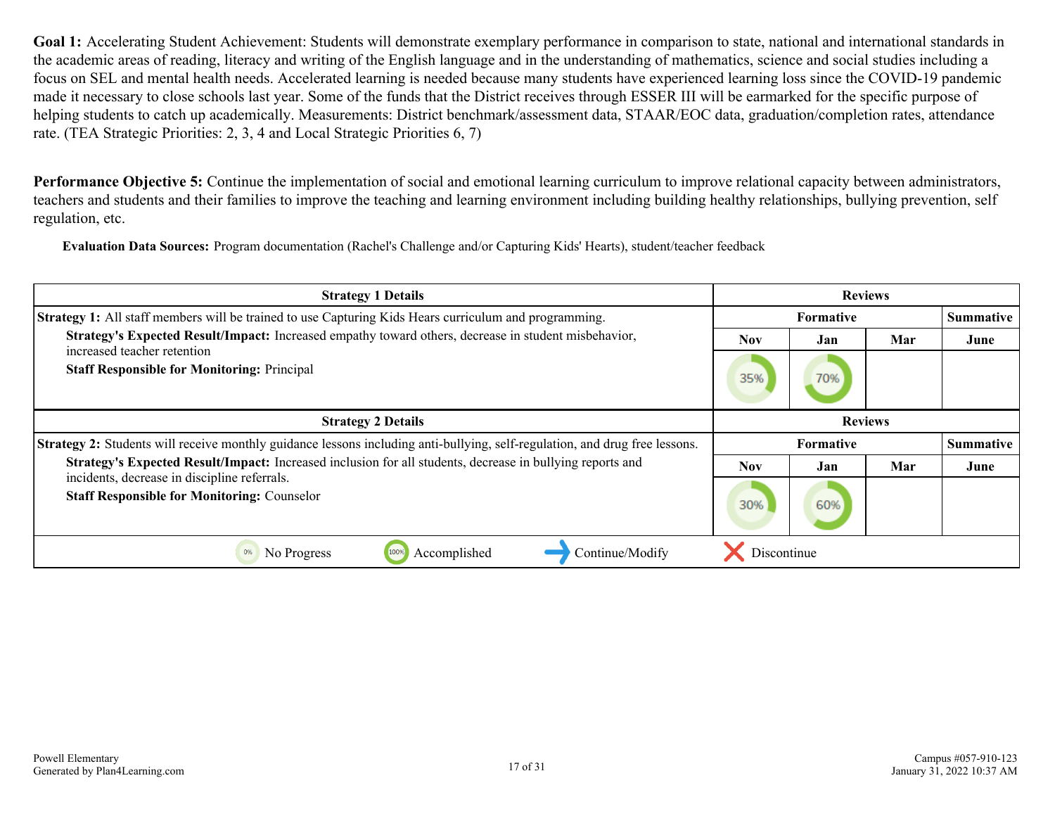**Goal 1:** Accelerating Student Achievement: Students will demonstrate exemplary performance in comparison to state, national and international standards in the academic areas of reading, literacy and writing of the English language and in the understanding of mathematics, science and social studies including a focus on SEL and mental health needs. Accelerated learning is needed because many students have experienced learning loss since the COVID-19 pandemic made it necessary to close schools last year. Some of the funds that the District receives through ESSER III will be earmarked for the specific purpose of helping students to catch up academically. Measurements: District benchmark/assessment data, STAAR/EOC data, graduation/completion rates, attendance rate. (TEA Strategic Priorities: 2, 3, 4 and Local Strategic Priorities 6, 7)

**Performance Objective 5:** Continue the implementation of social and emotional learning curriculum to improve relational capacity between administrators, teachers and students and their families to improve the teaching and learning environment including building healthy relationships, bullying prevention, self regulation, etc.

**Evaluation Data Sources:** Program documentation (Rachel's Challenge and/or Capturing Kids' Hearts), student/teacher feedback

| Strategy 1 Details | Reviews | | | |
|---|---|---|---|---|
| **Strategy 1:** All staff members will be trained to use Capturing Kids Hears curriculum and programming. | Formative | | | Summative |
| **Strategy's Expected Result/Impact:** Increased empathy toward others, decrease in student misbehavior, increased teacher retention<br>**Staff Responsible for Monitoring:** Principal | Nov | Jan | Mar | June |
| | 35% | 70% | | |

| Strategy 2 Details | Reviews | | | |
|---|---|---|---|---|
| **Strategy 2:** Students will receive monthly guidance lessons including anti-bullying, self-regulation, and drug free lessons. | Formative | | | Summative |
| **Strategy's Expected Result/Impact:** Increased inclusion for all students, decrease in bullying reports and incidents, decrease in discipline referrals.<br>**Staff Responsible for Monitoring:** Counselor | Nov | Jan | Mar | June |
| | 30% | 60% | | |

0% No Progress | 100% Accomplished | Continue/Modify | Discontinue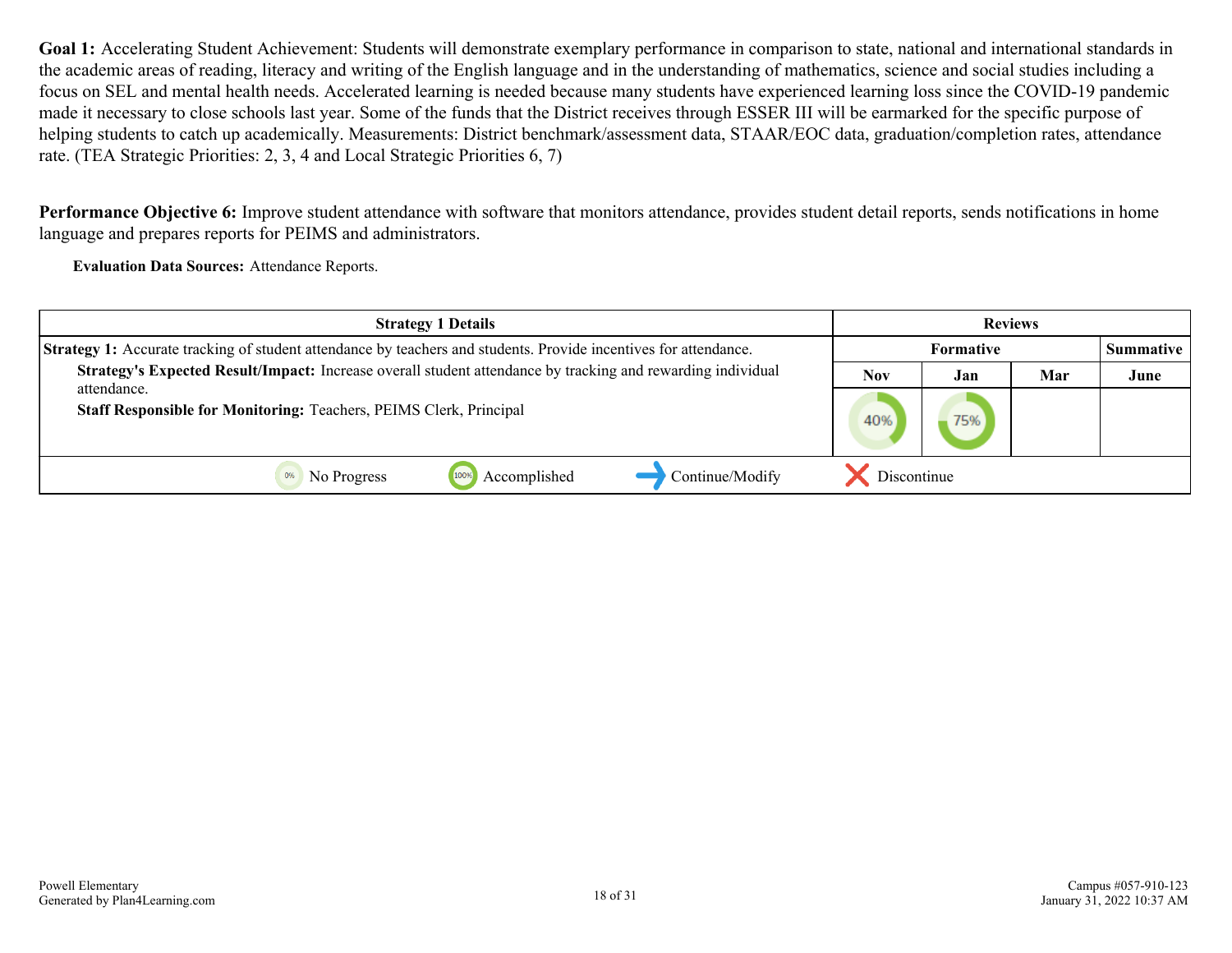**Goal 1:** Accelerating Student Achievement: Students will demonstrate exemplary performance in comparison to state, national and international standards in the academic areas of reading, literacy and writing of the English language and in the understanding of mathematics, science and social studies including a focus on SEL and mental health needs. Accelerated learning is needed because many students have experienced learning loss since the COVID-19 pandemic made it necessary to close schools last year. Some of the funds that the District receives through ESSER III will be earmarked for the specific purpose of helping students to catch up academically. Measurements: District benchmark/assessment data, STAAR/EOC data, graduation/completion rates, attendance rate. (TEA Strategic Priorities: 2, 3, 4 and Local Strategic Priorities 6, 7)

**Performance Objective 6:** Improve student attendance with software that monitors attendance, provides student detail reports, sends notifications in home language and prepares reports for PEIMS and administrators.

**Evaluation Data Sources:** Attendance Reports.

| Strategy 1 Details | Reviews | | | |
|---|---|---|---|---|
| | Formative | | | Summative |
| | Nov | Jan | Mar | June |
| **Strategy 1:** Accurate tracking of student attendance by teachers and students. Provide incentives for attendance.<br>**Strategy's Expected Result/Impact:** Increase overall student attendance by tracking and rewarding individual attendance.<br>**Staff Responsible for Monitoring:** Teachers, PEIMS Clerk, Principal | 40% | 75% | | |
| 0% No Progress / 100% Accomplished / Continue/Modify / Discontinue | | | | |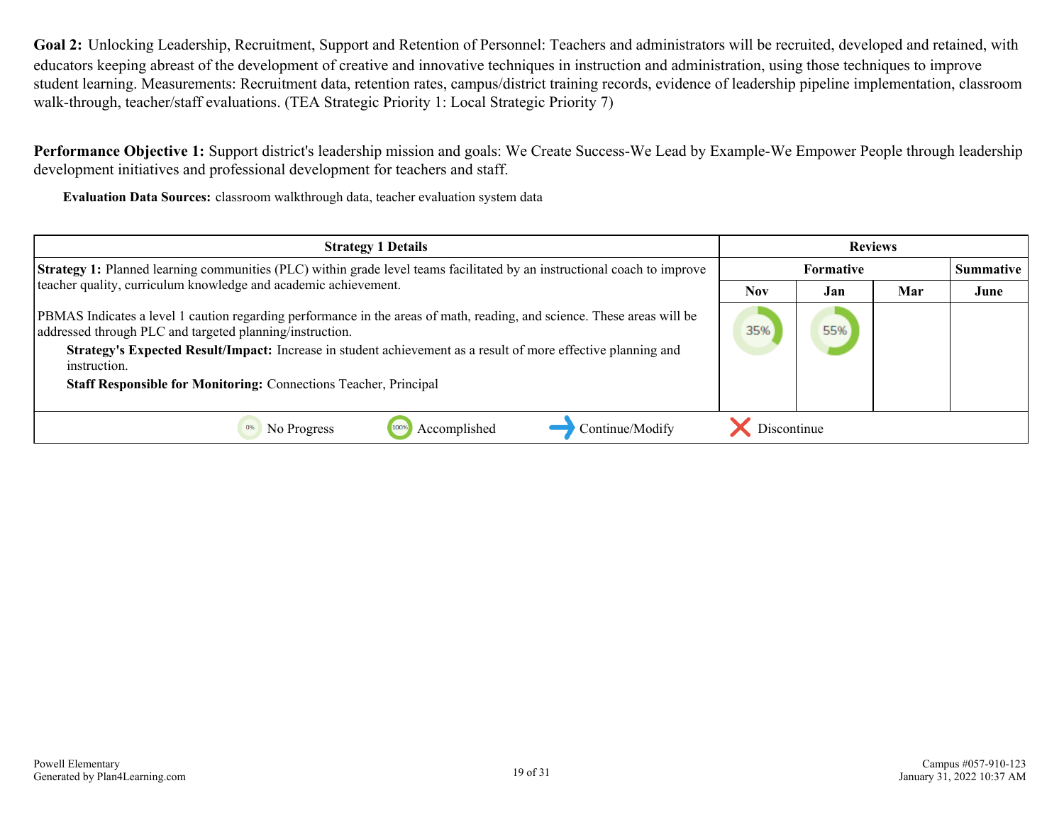**Goal 2:** Unlocking Leadership, Recruitment, Support and Retention of Personnel: Teachers and administrators will be recruited, developed and retained, with educators keeping abreast of the development of creative and innovative techniques in instruction and administration, using those techniques to improve student learning. Measurements: Recruitment data, retention rates, campus/district training records, evidence of leadership pipeline implementation, classroom walk-through, teacher/staff evaluations. (TEA Strategic Priority 1: Local Strategic Priority 7)

**Performance Objective 1:** Support district's leadership mission and goals: We Create Success-We Lead by Example-We Empower People through leadership development initiatives and professional development for teachers and staff.

**Evaluation Data Sources:** classroom walkthrough data, teacher evaluation system data

| Strategy 1 Details | Reviews | | | |
|---|---|---|---|---|
| **Strategy 1:** Planned learning communities (PLC) within grade level teams facilitated by an instructional coach to improve teacher quality, curriculum knowledge and academic achievement. | Formative | | | Summative |
| | Nov | Jan | Mar | June |
| PBMAS Indicates a level 1 caution regarding performance in the areas of math, reading, and science. These areas will be addressed through PLC and targeted planning/instruction.<br>**Strategy's Expected Result/Impact:** Increase in student achievement as a result of more effective planning and instruction.<br>**Staff Responsible for Monitoring:** Connections Teacher, Principal | 35% | 55% | | |

0% No Progress | 100% Accomplished | → Continue/Modify | ✗ Discontinue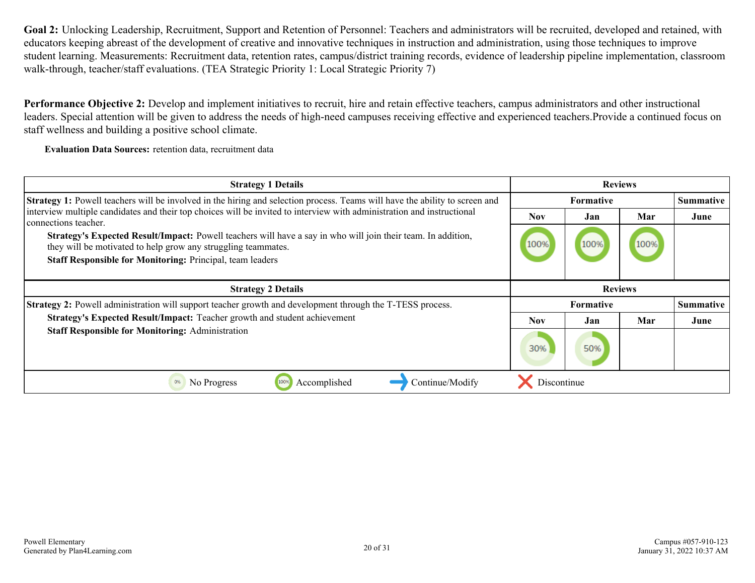**Goal 2:** Unlocking Leadership, Recruitment, Support and Retention of Personnel: Teachers and administrators will be recruited, developed and retained, with educators keeping abreast of the development of creative and innovative techniques in instruction and administration, using those techniques to improve student learning. Measurements: Recruitment data, retention rates, campus/district training records, evidence of leadership pipeline implementation, classroom walk-through, teacher/staff evaluations. (TEA Strategic Priority 1: Local Strategic Priority 7)

**Performance Objective 2:** Develop and implement initiatives to recruit, hire and retain effective teachers, campus administrators and other instructional leaders. Special attention will be given to address the needs of high-need campuses receiving effective and experienced teachers.Provide a continued focus on staff wellness and building a positive school climate.

**Evaluation Data Sources:** retention data, recruitment data

| Strategy 1 Details | Reviews | | | |
|---|---|---|---|---|
| | Formative | | | Summative |
| | Nov | Jan | Mar | June |
| **Strategy 1:** Powell teachers will be involved in the hiring and selection process. Teams will have the ability to screen and interview multiple candidates and their top choices will be invited to interview with administration and instructional connections teacher.<br>**Strategy's Expected Result/Impact:** Powell teachers will have a say in who will join their team. In addition, they will be motivated to help grow any struggling teammates.<br>**Staff Responsible for Monitoring:** Principal, team leaders | 100% | 100% | 100% | |

| Strategy 2 Details | Reviews | | | |
|---|---|---|---|---|
| | Formative | | | Summative |
| | Nov | Jan | Mar | June |
| **Strategy 2:** Powell administration will support teacher growth and development through the T-TESS process.<br>**Strategy's Expected Result/Impact:** Teacher growth and student achievement<br>**Staff Responsible for Monitoring:** Administration | 30% | 50% | | |

0% No Progress | 100% Accomplished | Continue/Modify | Discontinue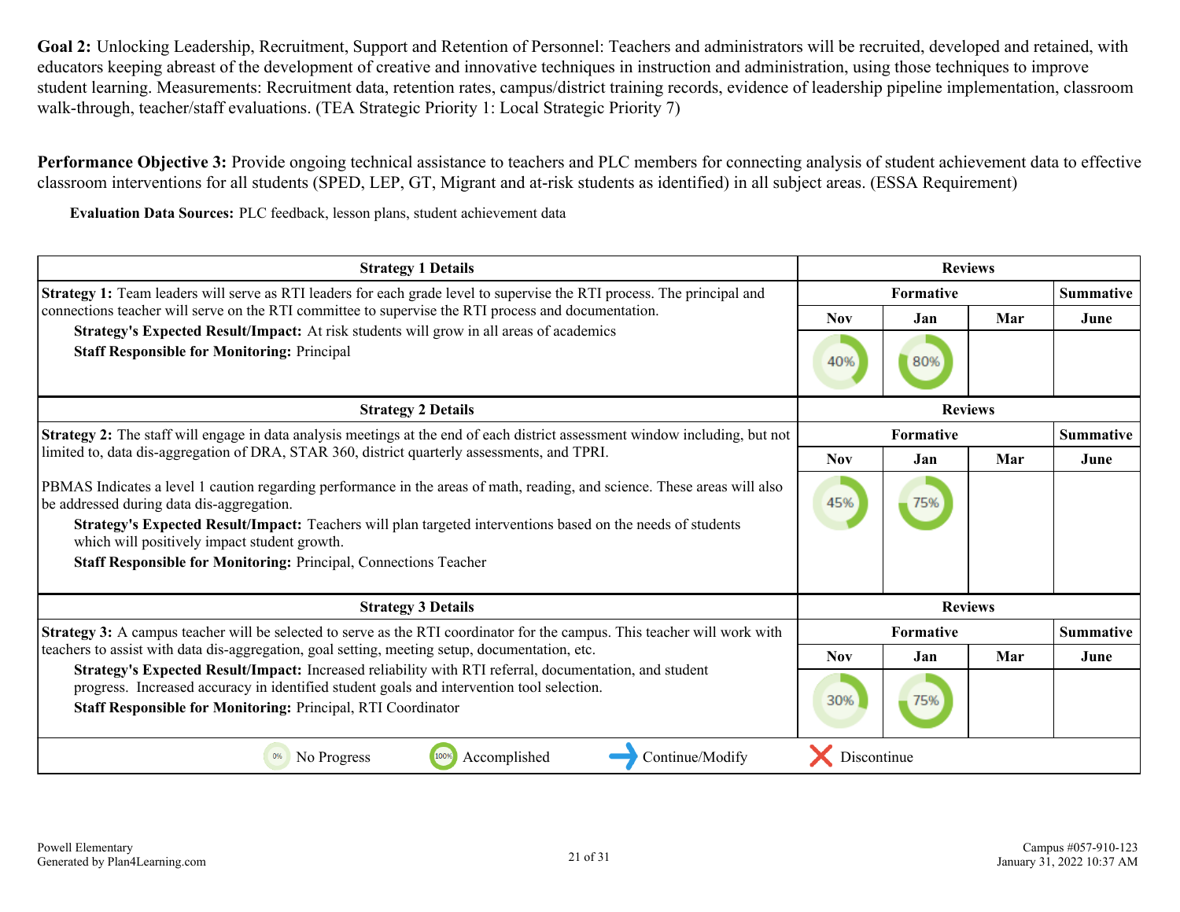**Goal 2:** Unlocking Leadership, Recruitment, Support and Retention of Personnel: Teachers and administrators will be recruited, developed and retained, with educators keeping abreast of the development of creative and innovative techniques in instruction and administration, using those techniques to improve student learning. Measurements: Recruitment data, retention rates, campus/district training records, evidence of leadership pipeline implementation, classroom walk-through, teacher/staff evaluations. (TEA Strategic Priority 1: Local Strategic Priority 7)

**Performance Objective 3:** Provide ongoing technical assistance to teachers and PLC members for connecting analysis of student achievement data to effective classroom interventions for all students (SPED, LEP, GT, Migrant and at-risk students as identified) in all subject areas. (ESSA Requirement)

**Evaluation Data Sources:** PLC feedback, lesson plans, student achievement data

| Strategy 1 Details | Reviews | | | |
|---|---|---|---|---|
| **Strategy 1:** Team leaders will serve as RTI leaders for each grade level to supervise the RTI process. The principal and connections teacher will serve on the RTI committee to supervise the RTI process and documentation. | Formative | | | Summative |
| **Strategy's Expected Result/Impact:** At risk students will grow in all areas of academics<br>**Staff Responsible for Monitoring:** Principal | Nov | Jan | Mar | June |
| | 40% | 80% | | |

| Strategy 2 Details | Reviews | | | |
|---|---|---|---|---|
| **Strategy 2:** The staff will engage in data analysis meetings at the end of each district assessment window including, but not limited to, data dis-aggregation of DRA, STAR 360, district quarterly assessments, and TPRI. | Formative | | | Summative |
| PBMAS Indicates a level 1 caution regarding performance in the areas of math, reading, and science. These areas will also be addressed during data dis-aggregation.<br>**Strategy's Expected Result/Impact:** Teachers will plan targeted interventions based on the needs of students which will positively impact student growth.<br>**Staff Responsible for Monitoring:** Principal, Connections Teacher | Nov | Jan | Mar | June |
| | 45% | 75% | | |

| Strategy 3 Details | Reviews | | | |
|---|---|---|---|---|
| **Strategy 3:** A campus teacher will be selected to serve as the RTI coordinator for the campus. This teacher will work with teachers to assist with data dis-aggregation, goal setting, meeting setup, documentation, etc. | Formative | | | Summative |
| **Strategy's Expected Result/Impact:** Increased reliability with RTI referral, documentation, and student progress. Increased accuracy in identified student goals and intervention tool selection.<br>**Staff Responsible for Monitoring:** Principal, RTI Coordinator | Nov | Jan | Mar | June |
| | 30% | 75% | | |

0% No Progress | 100% Accomplished | → Continue/Modify | ✕ Discontinue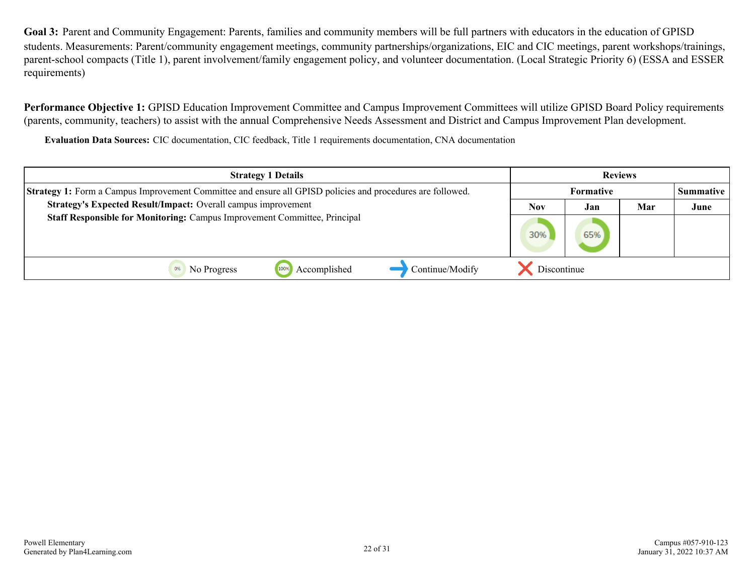**Goal 3:** Parent and Community Engagement: Parents, families and community members will be full partners with educators in the education of GPISD students. Measurements: Parent/community engagement meetings, community partnerships/organizations, EIC and CIC meetings, parent workshops/trainings, parent-school compacts (Title 1), parent involvement/family engagement policy, and volunteer documentation. (Local Strategic Priority 6) (ESSA and ESSER requirements)

**Performance Objective 1:** GPISD Education Improvement Committee and Campus Improvement Committees will utilize GPISD Board Policy requirements (parents, community, teachers) to assist with the annual Comprehensive Needs Assessment and District and Campus Improvement Plan development.

**Evaluation Data Sources:** CIC documentation, CIC feedback, Title 1 requirements documentation, CNA documentation

| Strategy 1 Details | Reviews | | | |
|---|---|---|---|---|
| | Formative | | | Summative |
| | Nov | Jan | Mar | June |
| **Strategy 1:** Form a Campus Improvement Committee and ensure all GPISD policies and procedures are followed. **Strategy's Expected Result/Impact:** Overall campus improvement **Staff Responsible for Monitoring:** Campus Improvement Committee, Principal | 30% | 65% | | |

0% No Progress | 100% Accomplished | Continue/Modify | Discontinue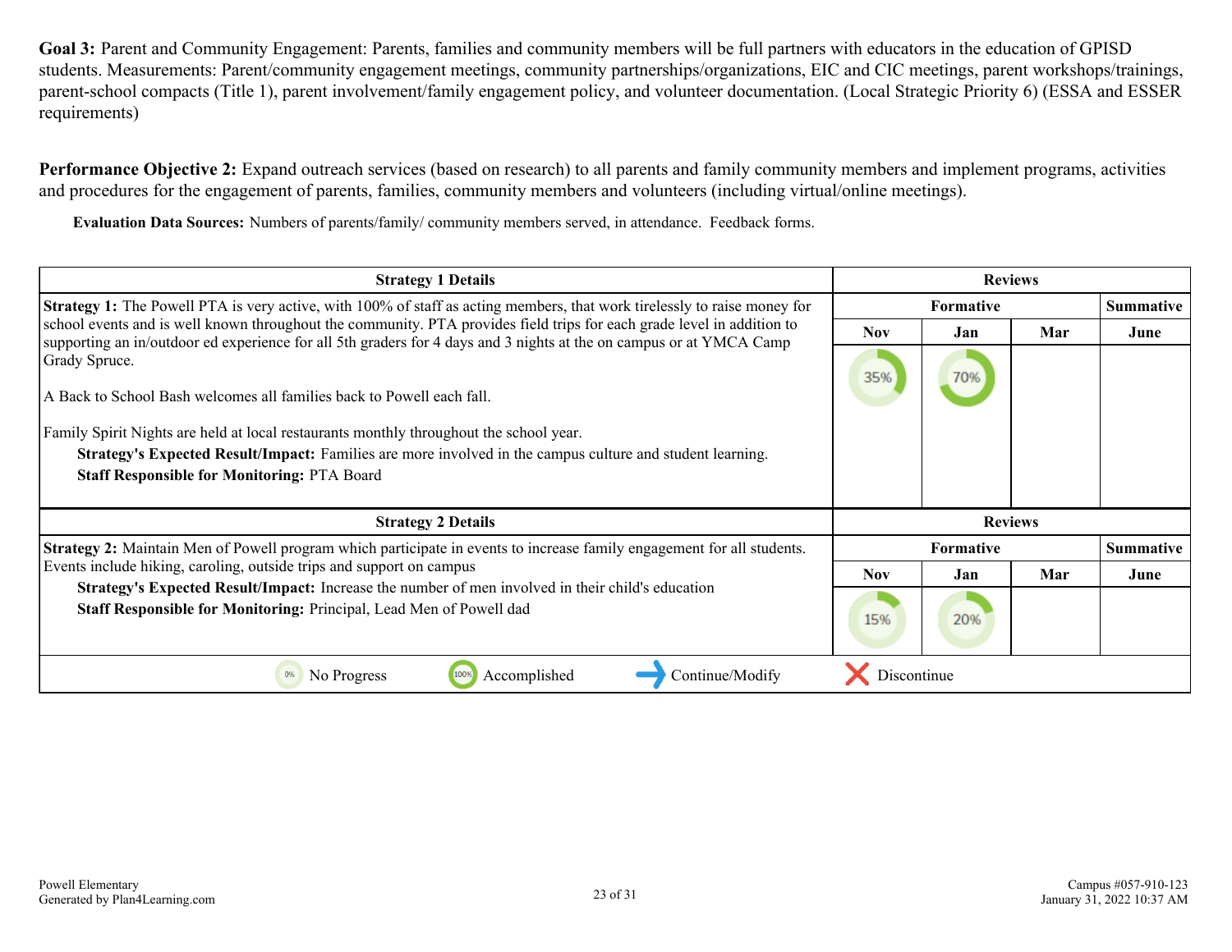**Goal 3:** Parent and Community Engagement: Parents, families and community members will be full partners with educators in the education of GPISD students. Measurements: Parent/community engagement meetings, community partnerships/organizations, EIC and CIC meetings, parent workshops/trainings, parent-school compacts (Title 1), parent involvement/family engagement policy, and volunteer documentation. (Local Strategic Priority 6) (ESSA and ESSER requirements)

**Performance Objective 2:** Expand outreach services (based on research) to all parents and family community members and implement programs, activities and procedures for the engagement of parents, families, community members and volunteers (including virtual/online meetings).

**Evaluation Data Sources:** Numbers of parents/family/ community members served, in attendance. Feedback forms.

| Strategy 1 Details | Reviews | | | |
|---|---|---|---|---|
| | Formative | | | Summative |
| | Nov | Jan | Mar | June |
| **Strategy 1:** The Powell PTA is very active, with 100% of staff as acting members, that work tirelessly to raise money for school events and is well known throughout the community. PTA provides field trips for each grade level in addition to supporting an in/outdoor ed experience for all 5th graders for 4 days and 3 nights at the on campus or at YMCA Camp Grady Spruce.<br><br>A Back to School Bash welcomes all families back to Powell each fall.<br><br>Family Spirit Nights are held at local restaurants monthly throughout the school year.<br>**Strategy's Expected Result/Impact:** Families are more involved in the campus culture and student learning.<br>**Staff Responsible for Monitoring:** PTA Board | 35% | 70% | | |

| Strategy 2 Details | Reviews | | | |
|---|---|---|---|---|
| | Formative | | | Summative |
| | Nov | Jan | Mar | June |
| **Strategy 2:** Maintain Men of Powell program which participate in events to increase family engagement for all students. Events include hiking, caroling, outside trips and support on campus<br>**Strategy's Expected Result/Impact:** Increase the number of men involved in their child's education<br>**Staff Responsible for Monitoring:** Principal, Lead Men of Powell dad | 15% | 20% | | |

0% No Progress | 100% Accomplished | Continue/Modify | Discontinue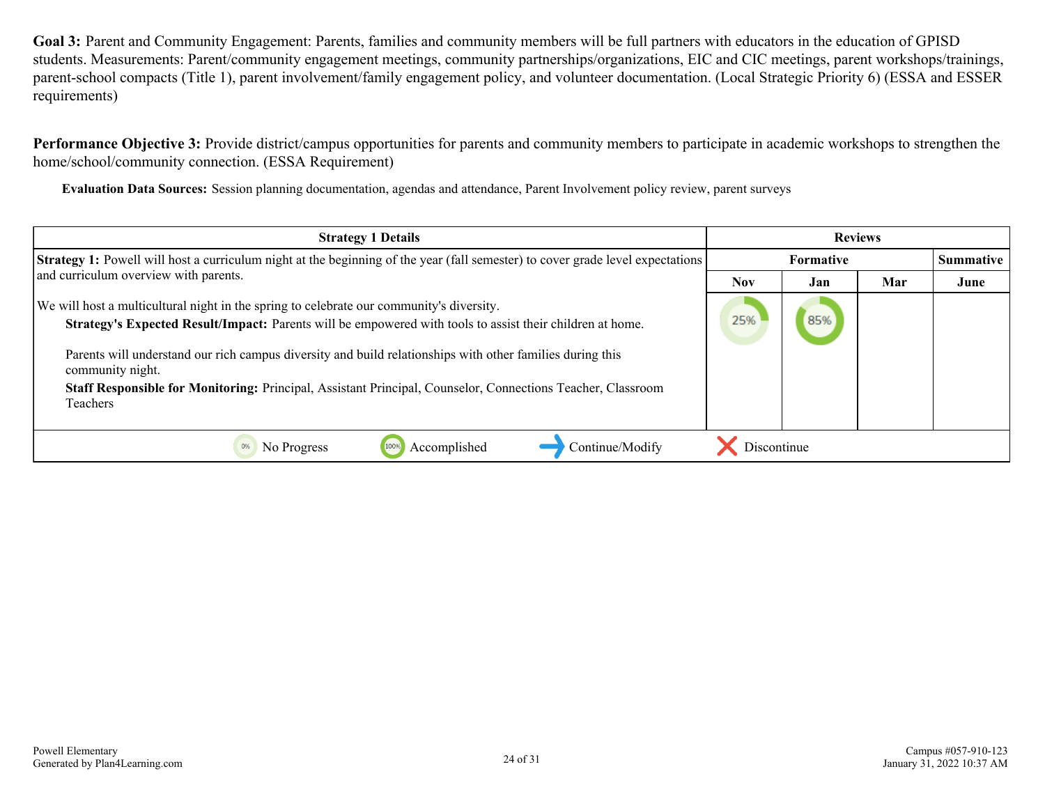**Goal 3:** Parent and Community Engagement: Parents, families and community members will be full partners with educators in the education of GPISD students. Measurements: Parent/community engagement meetings, community partnerships/organizations, EIC and CIC meetings, parent workshops/trainings, parent-school compacts (Title 1), parent involvement/family engagement policy, and volunteer documentation. (Local Strategic Priority 6) (ESSA and ESSER requirements)

**Performance Objective 3:** Provide district/campus opportunities for parents and community members to participate in academic workshops to strengthen the home/school/community connection. (ESSA Requirement)

**Evaluation Data Sources:** Session planning documentation, agendas and attendance, Parent Involvement policy review, parent surveys

| Strategy 1 Details | Reviews | | | |
|---|---|---|---|---|
| | Formative | | | Summative |
| | Nov | Jan | Mar | June |
| **Strategy 1:** Powell will host a curriculum night at the beginning of the year (fall semester) to cover grade level expectations and curriculum overview with parents.<br><br>We will host a multicultural night in the spring to celebrate our community's diversity.<br>**Strategy's Expected Result/Impact:** Parents will be empowered with tools to assist their children at home.<br><br>Parents will understand our rich campus diversity and build relationships with other families during this community night.<br>**Staff Responsible for Monitoring:** Principal, Assistant Principal, Counselor, Connections Teacher, Classroom Teachers | 25% | 85% | | |

0% No Progress | 100% Accomplished | Continue/Modify | Discontinue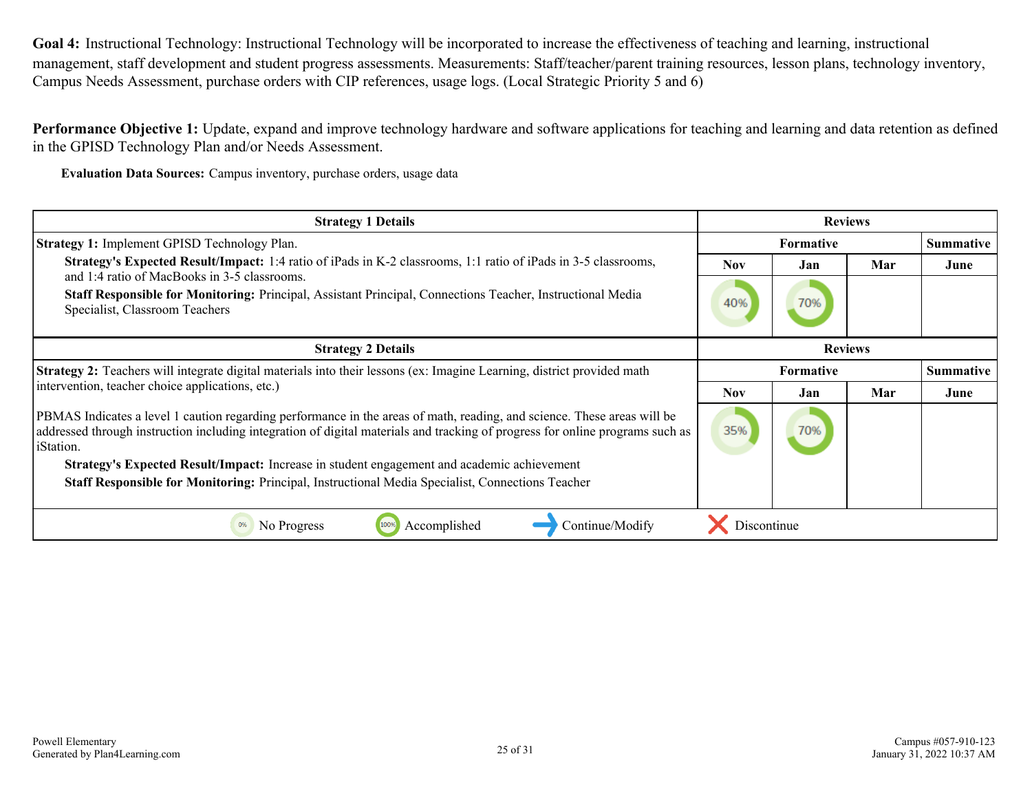**Goal 4:** Instructional Technology: Instructional Technology will be incorporated to increase the effectiveness of teaching and learning, instructional management, staff development and student progress assessments. Measurements: Staff/teacher/parent training resources, lesson plans, technology inventory, Campus Needs Assessment, purchase orders with CIP references, usage logs. (Local Strategic Priority 5 and 6)

**Performance Objective 1:** Update, expand and improve technology hardware and software applications for teaching and learning and data retention as defined in the GPISD Technology Plan and/or Needs Assessment.

**Evaluation Data Sources:** Campus inventory, purchase orders, usage data

| Strategy 1 Details | Reviews | | | |
|---|---|---|---|---|
| | Formative | | | Summative |
| | Nov | Jan | Mar | June |
| **Strategy 1:** Implement GPISD Technology Plan.<br>**Strategy's Expected Result/Impact:** 1:4 ratio of iPads in K-2 classrooms, 1:1 ratio of iPads in 3-5 classrooms, and 1:4 ratio of MacBooks in 3-5 classrooms.<br>**Staff Responsible for Monitoring:** Principal, Assistant Principal, Connections Teacher, Instructional Media Specialist, Classroom Teachers | 40% | 70% | | |

| Strategy 2 Details | Reviews | | | |
|---|---|---|---|---|
| | Formative | | | Summative |
| | Nov | Jan | Mar | June |
| **Strategy 2:** Teachers will integrate digital materials into their lessons (ex: Imagine Learning, district provided math intervention, teacher choice applications, etc.)<br><br>PBMAS Indicates a level 1 caution regarding performance in the areas of math, reading, and science. These areas will be addressed through instruction including integration of digital materials and tracking of progress for online programs such as iStation.<br>**Strategy's Expected Result/Impact:** Increase in student engagement and academic achievement<br>**Staff Responsible for Monitoring:** Principal, Instructional Media Specialist, Connections Teacher | 35% | 70% | | |

0% No Progress | 100% Accomplished | Continue/Modify | Discontinue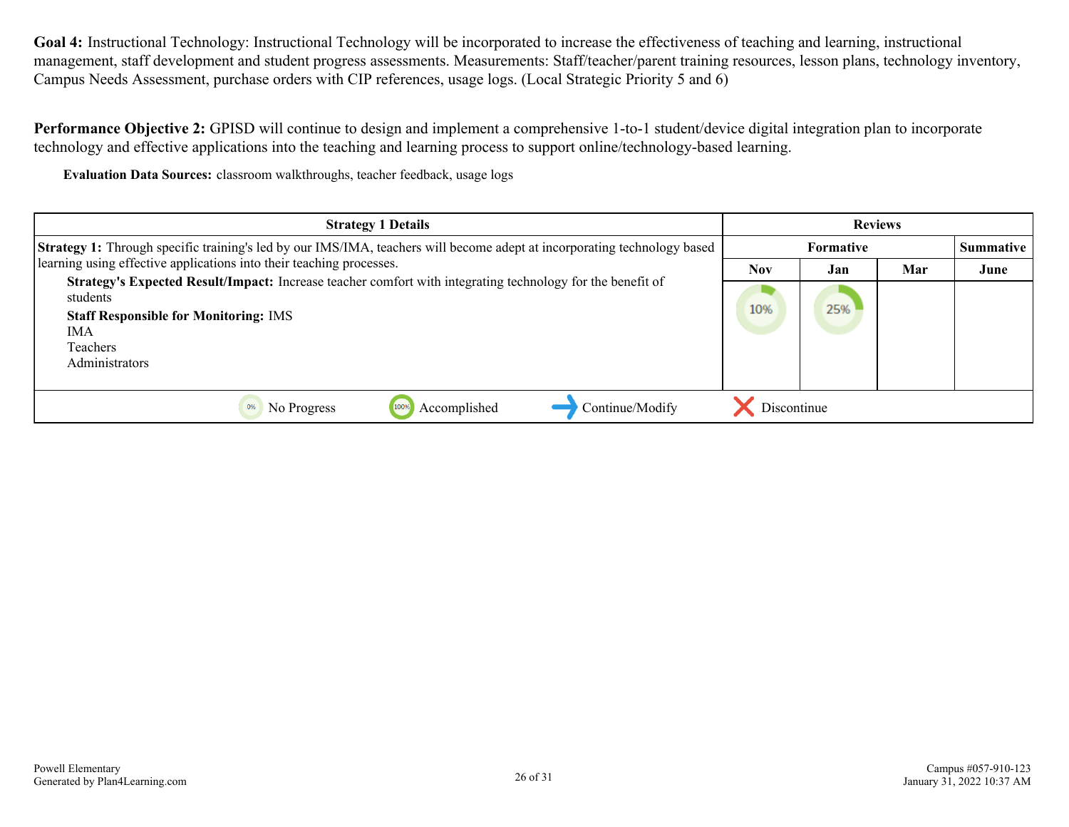**Goal 4:** Instructional Technology: Instructional Technology will be incorporated to increase the effectiveness of teaching and learning, instructional management, staff development and student progress assessments. Measurements: Staff/teacher/parent training resources, lesson plans, technology inventory, Campus Needs Assessment, purchase orders with CIP references, usage logs. (Local Strategic Priority 5 and 6)

**Performance Objective 2:** GPISD will continue to design and implement a comprehensive 1-to-1 student/device digital integration plan to incorporate technology and effective applications into the teaching and learning process to support online/technology-based learning.

**Evaluation Data Sources:** classroom walkthroughs, teacher feedback, usage logs

| Strategy 1 Details | Reviews | | | |
|---|---|---|---|---|
| | Formative | | | Summative |
| | Nov | Jan | Mar | June |
| **Strategy 1:** Through specific training's led by our IMS/IMA, teachers will become adept at incorporating technology based learning using effective applications into their teaching processes.<br>**Strategy's Expected Result/Impact:** Increase teacher comfort with integrating technology for the benefit of students<br>**Staff Responsible for Monitoring:** IMS<br>IMA<br>Teachers<br>Administrators | 10% | 25% | | |

0% No Progress | 100% Accomplished | → Continue/Modify | ✗ Discontinue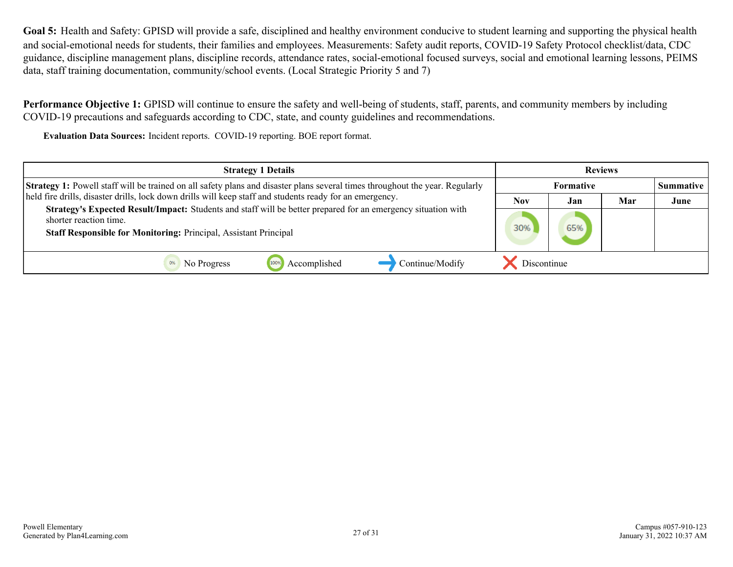**Goal 5:** Health and Safety: GPISD will provide a safe, disciplined and healthy environment conducive to student learning and supporting the physical health and social-emotional needs for students, their families and employees. Measurements: Safety audit reports, COVID-19 Safety Protocol checklist/data, CDC guidance, discipline management plans, discipline records, attendance rates, social-emotional focused surveys, social and emotional learning lessons, PEIMS data, staff training documentation, community/school events. (Local Strategic Priority 5 and 7)

**Performance Objective 1:** GPISD will continue to ensure the safety and well-being of students, staff, parents, and community members by including COVID-19 precautions and safeguards according to CDC, state, and county guidelines and recommendations.

**Evaluation Data Sources:** Incident reports. COVID-19 reporting. BOE report format.

| Strategy 1 Details | Reviews | | | |
|---|---|---|---|---|
| | Formative | | | Summative |
| | Nov | Jan | Mar | June |
| **Strategy 1:** Powell staff will be trained on all safety plans and disaster plans several times throughout the year. Regularly held fire drills, disaster drills, lock down drills will keep staff and students ready for an emergency.<br>**Strategy's Expected Result/Impact:** Students and staff will be better prepared for an emergency situation with shorter reaction time.<br>**Staff Responsible for Monitoring:** Principal, Assistant Principal | 30% | 65% | | |
| 0% No Progress &nbsp;&nbsp; 100% Accomplished &nbsp;&nbsp; Continue/Modify &nbsp;&nbsp; Discontinue | | | | |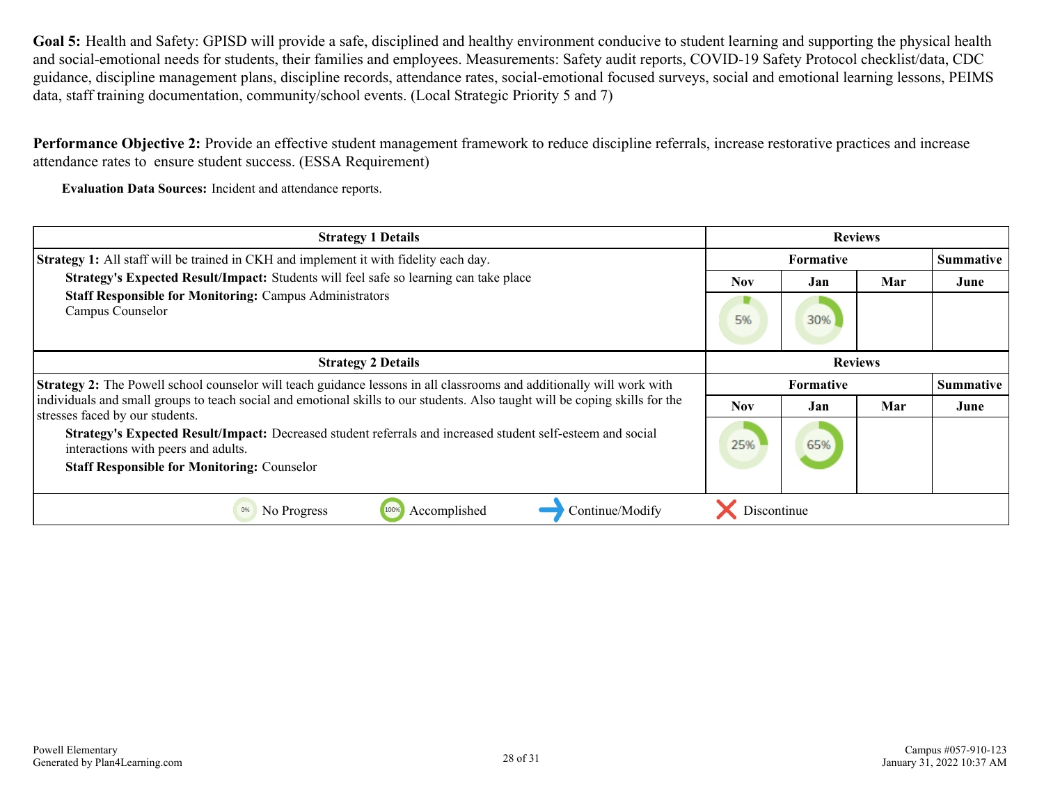**Goal 5:** Health and Safety: GPISD will provide a safe, disciplined and healthy environment conducive to student learning and supporting the physical health and social-emotional needs for students, their families and employees. Measurements: Safety audit reports, COVID-19 Safety Protocol checklist/data, CDC guidance, discipline management plans, discipline records, attendance rates, social-emotional focused surveys, social and emotional learning lessons, PEIMS data, staff training documentation, community/school events. (Local Strategic Priority 5 and 7)

**Performance Objective 2:** Provide an effective student management framework to reduce discipline referrals, increase restorative practices and increase attendance rates to ensure student success. (ESSA Requirement)

**Evaluation Data Sources:** Incident and attendance reports.

| Strategy 1 Details | Reviews | | | |
|---|---|---|---|---|
| | Formative | | | Summative |
| | Nov | Jan | Mar | June |
| **Strategy 1:** All staff will be trained in CKH and implement it with fidelity each day.<br>**Strategy's Expected Result/Impact:** Students will feel safe so learning can take place<br>**Staff Responsible for Monitoring:** Campus Administrators<br>Campus Counselor | 5% | 30% | | |

| Strategy 2 Details | Reviews | | | |
|---|---|---|---|---|
| | Formative | | | Summative |
| | Nov | Jan | Mar | June |
| **Strategy 2:** The Powell school counselor will teach guidance lessons in all classrooms and additionally will work with individuals and small groups to teach social and emotional skills to our students. Also taught will be coping skills for the stresses faced by our students.<br>**Strategy's Expected Result/Impact:** Decreased student referrals and increased student self-esteem and social interactions with peers and adults.<br>**Staff Responsible for Monitoring:** Counselor | 25% | 65% | | |

0% No Progress | 100% Accomplished | Continue/Modify | Discontinue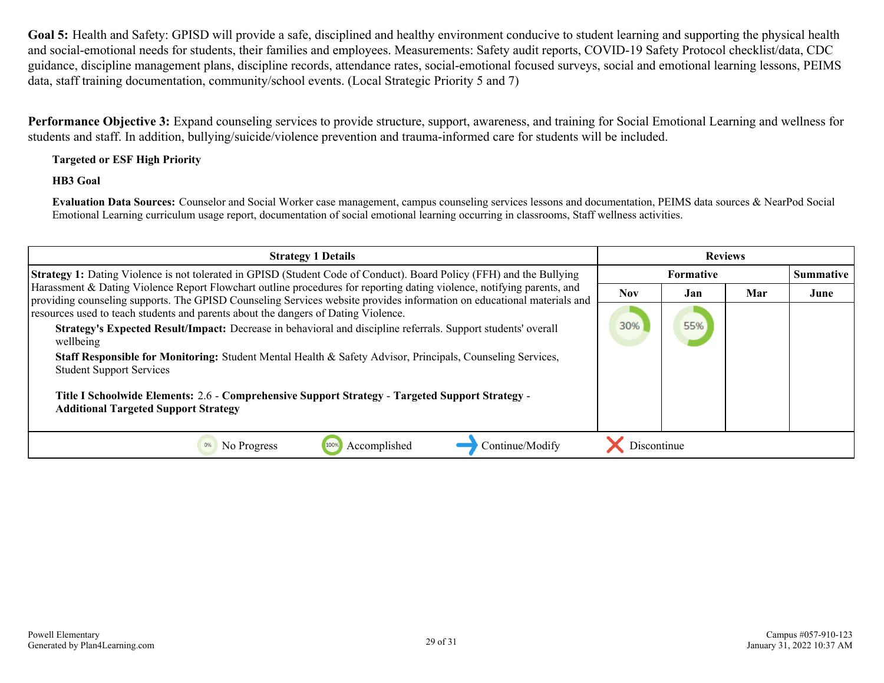**Goal 5:** Health and Safety: GPISD will provide a safe, disciplined and healthy environment conducive to student learning and supporting the physical health and social-emotional needs for students, their families and employees. Measurements: Safety audit reports, COVID-19 Safety Protocol checklist/data, CDC guidance, discipline management plans, discipline records, attendance rates, social-emotional focused surveys, social and emotional learning lessons, PEIMS data, staff training documentation, community/school events. (Local Strategic Priority 5 and 7)

**Performance Objective 3:** Expand counseling services to provide structure, support, awareness, and training for Social Emotional Learning and wellness for students and staff. In addition, bullying/suicide/violence prevention and trauma-informed care for students will be included.

**Targeted or ESF High Priority**

**HB3 Goal**

**Evaluation Data Sources:** Counselor and Social Worker case management, campus counseling services lessons and documentation, PEIMS data sources & NearPod Social Emotional Learning curriculum usage report, documentation of social emotional learning occurring in classrooms, Staff wellness activities.

| Strategy 1 Details | Reviews | | | |
|---|---|---|---|---|
| | Formative | | | Summative |
| | Nov | Jan | Mar | June |
| **Strategy 1:** Dating Violence is not tolerated in GPISD (Student Code of Conduct). Board Policy (FFH) and the Bullying Harassment & Dating Violence Report Flowchart outline procedures for reporting dating violence, notifying parents, and providing counseling supports. The GPISD Counseling Services website provides information on educational materials and resources used to teach students and parents about the dangers of Dating Violence.<br>**Strategy's Expected Result/Impact:** Decrease in behavioral and discipline referrals. Support students' overall wellbeing<br>**Staff Responsible for Monitoring:** Student Mental Health & Safety Advisor, Principals, Counseling Services, Student Support Services<br><br>**Title I Schoolwide Elements:** 2.6 - **Comprehensive Support Strategy** - **Targeted Support Strategy** - **Additional Targeted Support Strategy** | 30% | 55% | | |

0% No Progress | 100% Accomplished | → Continue/Modify | ✕ Discontinue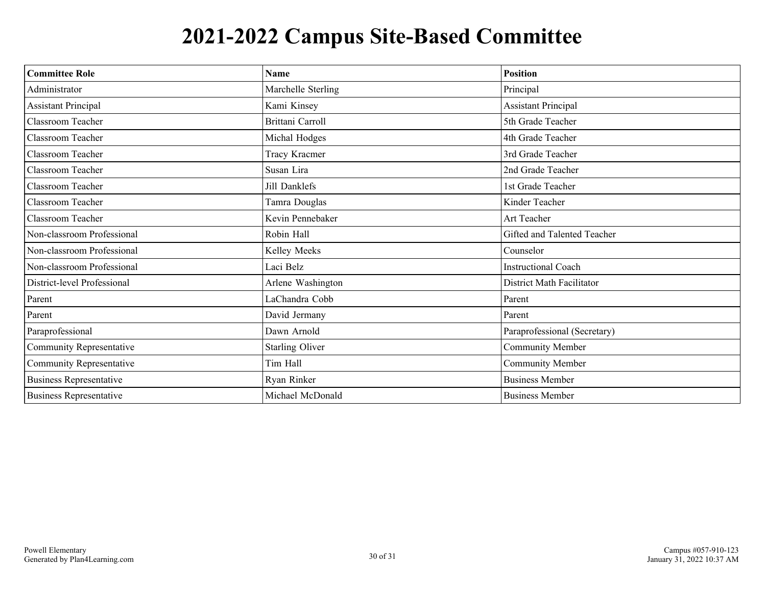# 2021-2022 Campus Site-Based Committee

| Committee Role | Name | Position |
|---|---|---|
| Administrator | Marchelle Sterling | Principal |
| Assistant Principal | Kami Kinsey | Assistant Principal |
| Classroom Teacher | Brittani Carroll | 5th Grade Teacher |
| Classroom Teacher | Michal Hodges | 4th Grade Teacher |
| Classroom Teacher | Tracy Kracmer | 3rd Grade Teacher |
| Classroom Teacher | Susan Lira | 2nd Grade Teacher |
| Classroom Teacher | Jill Danklefs | 1st Grade Teacher |
| Classroom Teacher | Tamra Douglas | Kinder Teacher |
| Classroom Teacher | Kevin Pennebaker | Art Teacher |
| Non-classroom Professional | Robin Hall | Gifted and Talented Teacher |
| Non-classroom Professional | Kelley Meeks | Counselor |
| Non-classroom Professional | Laci Belz | Instructional Coach |
| District-level Professional | Arlene Washington | District Math Facilitator |
| Parent | LaChandra Cobb | Parent |
| Parent | David Jermany | Parent |
| Paraprofessional | Dawn Arnold | Paraprofessional (Secretary) |
| Community Representative | Starling Oliver | Community Member |
| Community Representative | Tim Hall | Community Member |
| Business Representative | Ryan Rinker | Business Member |
| Business Representative | Michael McDonald | Business Member |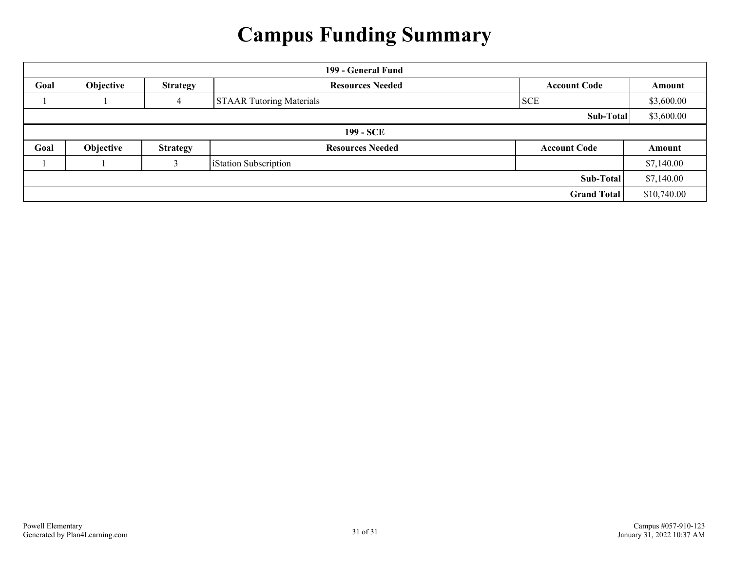# Campus Funding Summary

| 199 - General Fund | | | | | |
|---|---|---|---|---|---|
| **Goal** | **Objective** | **Strategy** | **Resources Needed** | **Account Code** | **Amount** |
| 1 | 1 | 4 | STAAR Tutoring Materials | SCE | $3,600.00 |
| | | | | **Sub-Total** | $3,600.00 |

| 199 - SCE | | | | | |
|---|---|---|---|---|---|
| **Goal** | **Objective** | **Strategy** | **Resources Needed** | **Account Code** | **Amount** |
| 1 | 1 | 3 | iStation Subscription | | $7,140.00 |
| | | | | **Sub-Total** | $7,140.00 |
| | | | | **Grand Total** | $10,740.00 |